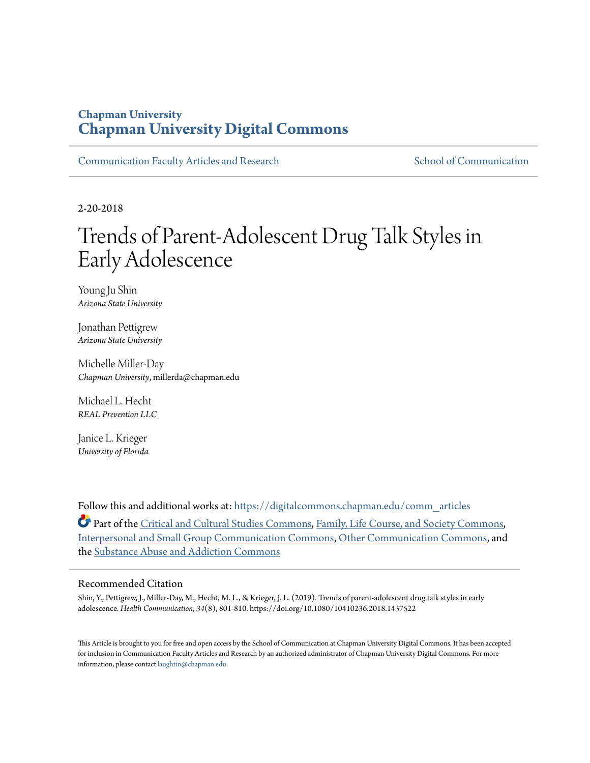Chapman University

# Chapman University Digital Commons

Communication Faculty Articles and Research | School of Communication

2-20-2018

# Trends of Parent-Adolescent Drug Talk Styles in Early Adolescence

Young Ju Shin
*Arizona State University*

Jonathan Pettigrew
*Arizona State University*

Michelle Miller-Day
*Chapman University*, millerda@chapman.edu

Michael L. Hecht
*REAL Prevention LLC*

Janice L. Krieger
*University of Florida*

Follow this and additional works at: https://digitalcommons.chapman.edu/comm_articles

Part of the Critical and Cultural Studies Commons, Family, Life Course, and Society Commons, Interpersonal and Small Group Communication Commons, Other Communication Commons, and the Substance Abuse and Addiction Commons

## Recommended Citation

Shin, Y., Pettigrew, J., Miller-Day, M., Hecht, M. L., & Krieger, J. L. (2019). Trends of parent-adolescent drug talk styles in early adolescence. *Health Communication, 34*(8), 801-810. https://doi.org/10.1080/10410236.2018.1437522

This Article is brought to you for free and open access by the School of Communication at Chapman University Digital Commons. It has been accepted for inclusion in Communication Faculty Articles and Research by an authorized administrator of Chapman University Digital Commons. For more information, please contact laughtin@chapman.edu.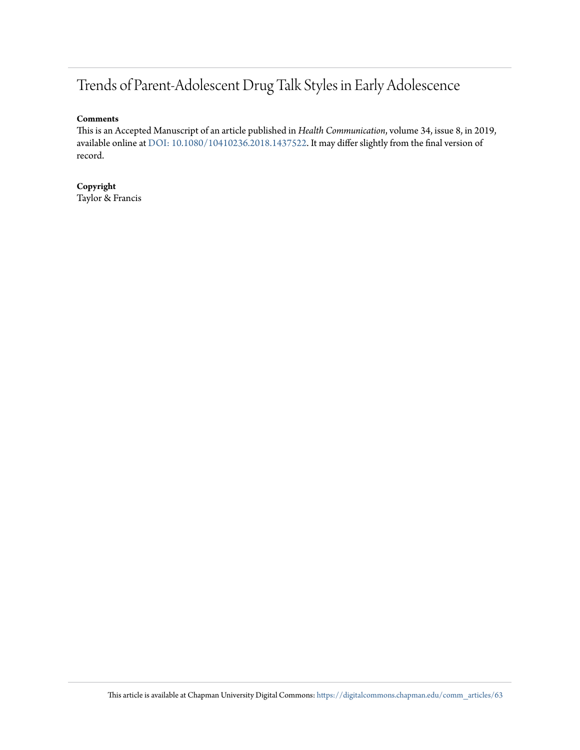# Trends of Parent-Adolescent Drug Talk Styles in Early Adolescence

**Comments**

This is an Accepted Manuscript of an article published in *Health Communication*, volume 34, issue 8, in 2019, available online at DOI: 10.1080/10410236.2018.1437522. It may differ slightly from the final version of record.

**Copyright**

Taylor & Francis

This article is available at Chapman University Digital Commons: https://digitalcommons.chapman.edu/comm_articles/63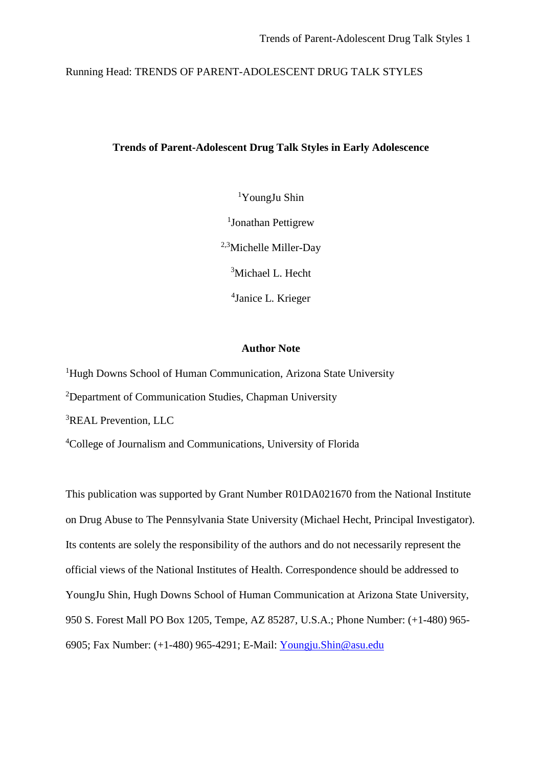Running Head: TRENDS OF PARENT-ADOLESCENT DRUG TALK STYLES

**Trends of Parent-Adolescent Drug Talk Styles in Early Adolescence**

[1]YoungJu Shin

[1]Jonathan Pettigrew

[2,3]Michelle Miller-Day

[3]Michael L. Hecht

[4]Janice L. Krieger

**Author Note**

[1]Hugh Downs School of Human Communication, Arizona State University

[2]Department of Communication Studies, Chapman University

[3]REAL Prevention, LLC

[4]College of Journalism and Communications, University of Florida

This publication was supported by Grant Number R01DA021670 from the National Institute on Drug Abuse to The Pennsylvania State University (Michael Hecht, Principal Investigator). Its contents are solely the responsibility of the authors and do not necessarily represent the official views of the National Institutes of Health. Correspondence should be addressed to YoungJu Shin, Hugh Downs School of Human Communication at Arizona State University, 950 S. Forest Mall PO Box 1205, Tempe, AZ 85287, U.S.A.; Phone Number: (+1-480) 965-6905; Fax Number: (+1-480) 965-4291; E-Mail: Youngju.Shin@asu.edu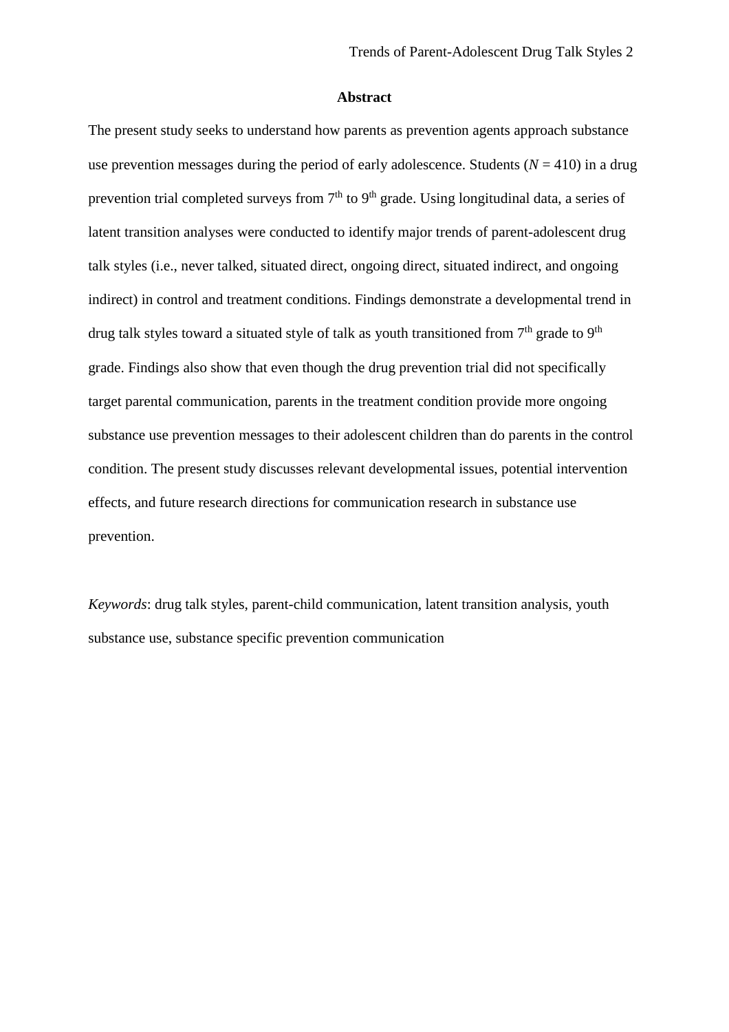## Abstract

The present study seeks to understand how parents as prevention agents approach substance use prevention messages during the period of early adolescence. Students ($N = 410$) in a drug prevention trial completed surveys from 7th to 9th grade. Using longitudinal data, a series of latent transition analyses were conducted to identify major trends of parent-adolescent drug talk styles (i.e., never talked, situated direct, ongoing direct, situated indirect, and ongoing indirect) in control and treatment conditions. Findings demonstrate a developmental trend in drug talk styles toward a situated style of talk as youth transitioned from 7th grade to 9th grade. Findings also show that even though the drug prevention trial did not specifically target parental communication, parents in the treatment condition provide more ongoing substance use prevention messages to their adolescent children than do parents in the control condition. The present study discusses relevant developmental issues, potential intervention effects, and future research directions for communication research in substance use prevention.

*Keywords*: drug talk styles, parent-child communication, latent transition analysis, youth substance use, substance specific prevention communication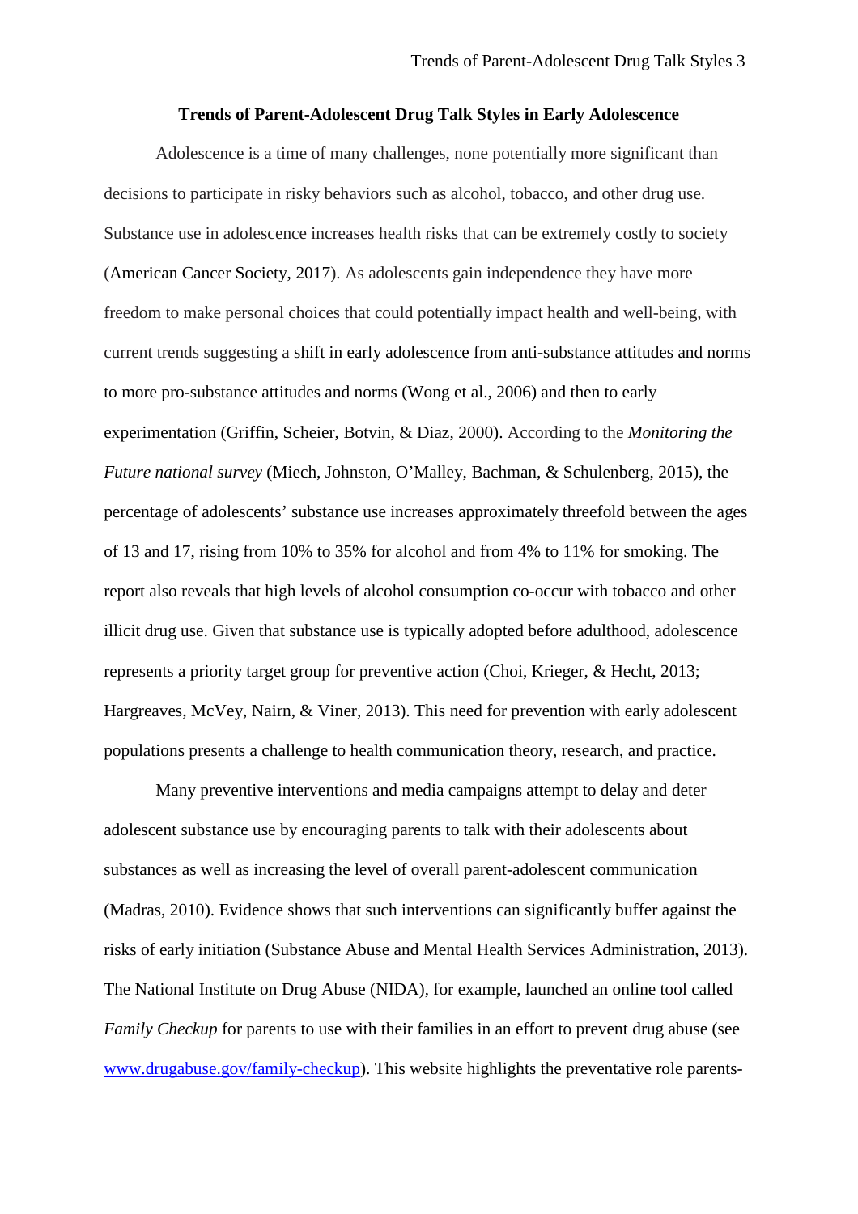**Trends of Parent-Adolescent Drug Talk Styles in Early Adolescence**

Adolescence is a time of many challenges, none potentially more significant than decisions to participate in risky behaviors such as alcohol, tobacco, and other drug use. Substance use in adolescence increases health risks that can be extremely costly to society (American Cancer Society, 2017). As adolescents gain independence they have more freedom to make personal choices that could potentially impact health and well-being, with current trends suggesting a shift in early adolescence from anti-substance attitudes and norms to more pro-substance attitudes and norms (Wong et al., 2006) and then to early experimentation (Griffin, Scheier, Botvin, & Diaz, 2000). According to the *Monitoring the Future national survey* (Miech, Johnston, O'Malley, Bachman, & Schulenberg, 2015), the percentage of adolescents' substance use increases approximately threefold between the ages of 13 and 17, rising from 10% to 35% for alcohol and from 4% to 11% for smoking. The report also reveals that high levels of alcohol consumption co-occur with tobacco and other illicit drug use. Given that substance use is typically adopted before adulthood, adolescence represents a priority target group for preventive action (Choi, Krieger, & Hecht, 2013; Hargreaves, McVey, Nairn, & Viner, 2013). This need for prevention with early adolescent populations presents a challenge to health communication theory, research, and practice.

Many preventive interventions and media campaigns attempt to delay and deter adolescent substance use by encouraging parents to talk with their adolescents about substances as well as increasing the level of overall parent-adolescent communication (Madras, 2010). Evidence shows that such interventions can significantly buffer against the risks of early initiation (Substance Abuse and Mental Health Services Administration, 2013). The National Institute on Drug Abuse (NIDA), for example, launched an online tool called *Family Checkup* for parents to use with their families in an effort to prevent drug abuse (see [www.drugabuse.gov/family-checkup](www.drugabuse.gov/family-checkup)). This website highlights the preventative role parents-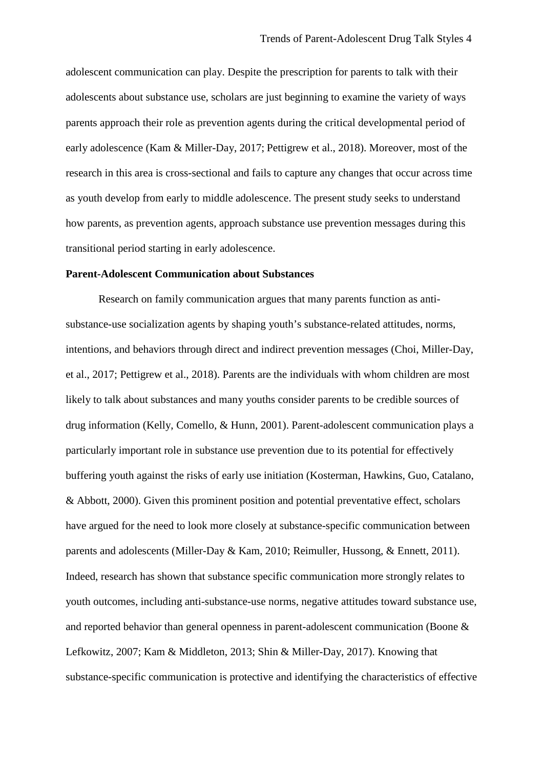adolescent communication can play. Despite the prescription for parents to talk with their adolescents about substance use, scholars are just beginning to examine the variety of ways parents approach their role as prevention agents during the critical developmental period of early adolescence (Kam & Miller-Day, 2017; Pettigrew et al., 2018). Moreover, most of the research in this area is cross-sectional and fails to capture any changes that occur across time as youth develop from early to middle adolescence. The present study seeks to understand how parents, as prevention agents, approach substance use prevention messages during this transitional period starting in early adolescence.

**Parent-Adolescent Communication about Substances**

Research on family communication argues that many parents function as anti-substance-use socialization agents by shaping youth's substance-related attitudes, norms, intentions, and behaviors through direct and indirect prevention messages (Choi, Miller-Day, et al., 2017; Pettigrew et al., 2018). Parents are the individuals with whom children are most likely to talk about substances and many youths consider parents to be credible sources of drug information (Kelly, Comello, & Hunn, 2001). Parent-adolescent communication plays a particularly important role in substance use prevention due to its potential for effectively buffering youth against the risks of early use initiation (Kosterman, Hawkins, Guo, Catalano, & Abbott, 2000). Given this prominent position and potential preventative effect, scholars have argued for the need to look more closely at substance-specific communication between parents and adolescents (Miller-Day & Kam, 2010; Reimuller, Hussong, & Ennett, 2011). Indeed, research has shown that substance specific communication more strongly relates to youth outcomes, including anti-substance-use norms, negative attitudes toward substance use, and reported behavior than general openness in parent-adolescent communication (Boone & Lefkowitz, 2007; Kam & Middleton, 2013; Shin & Miller-Day, 2017). Knowing that substance-specific communication is protective and identifying the characteristics of effective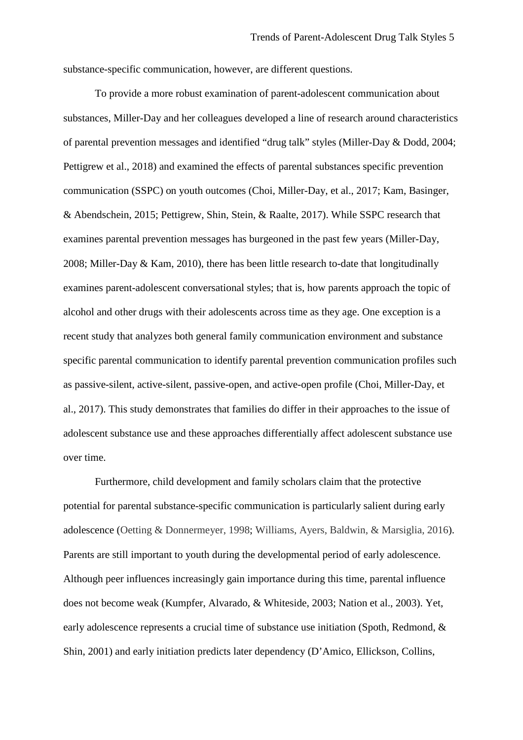substance-specific communication, however, are different questions.

To provide a more robust examination of parent-adolescent communication about substances, Miller-Day and her colleagues developed a line of research around characteristics of parental prevention messages and identified "drug talk" styles (Miller-Day & Dodd, 2004; Pettigrew et al., 2018) and examined the effects of parental substances specific prevention communication (SSPC) on youth outcomes (Choi, Miller-Day, et al., 2017; Kam, Basinger, & Abendschein, 2015; Pettigrew, Shin, Stein, & Raalte, 2017). While SSPC research that examines parental prevention messages has burgeoned in the past few years (Miller-Day, 2008; Miller-Day & Kam, 2010), there has been little research to-date that longitudinally examines parent-adolescent conversational styles; that is, how parents approach the topic of alcohol and other drugs with their adolescents across time as they age. One exception is a recent study that analyzes both general family communication environment and substance specific parental communication to identify parental prevention communication profiles such as passive-silent, active-silent, passive-open, and active-open profile (Choi, Miller-Day, et al., 2017). This study demonstrates that families do differ in their approaches to the issue of adolescent substance use and these approaches differentially affect adolescent substance use over time.

Furthermore, child development and family scholars claim that the protective potential for parental substance-specific communication is particularly salient during early adolescence (Oetting & Donnermeyer, 1998; Williams, Ayers, Baldwin, & Marsiglia, 2016). Parents are still important to youth during the developmental period of early adolescence. Although peer influences increasingly gain importance during this time, parental influence does not become weak (Kumpfer, Alvarado, & Whiteside, 2003; Nation et al., 2003). Yet, early adolescence represents a crucial time of substance use initiation (Spoth, Redmond, & Shin, 2001) and early initiation predicts later dependency (D'Amico, Ellickson, Collins,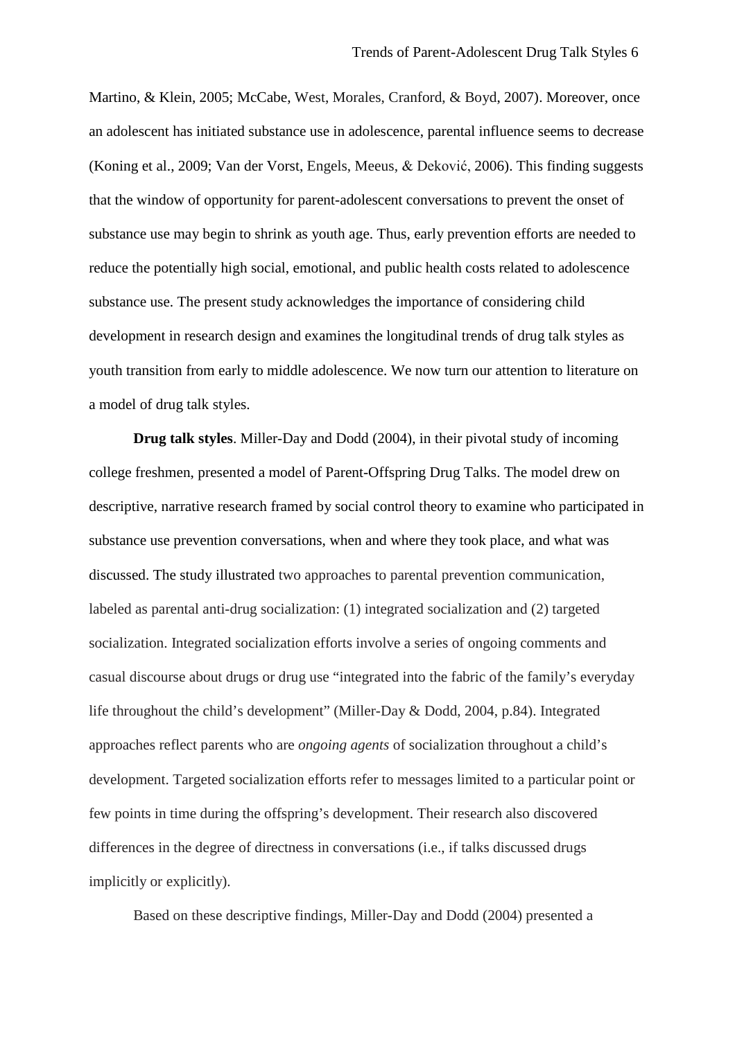Martino, & Klein, 2005; McCabe, West, Morales, Cranford, & Boyd, 2007). Moreover, once an adolescent has initiated substance use in adolescence, parental influence seems to decrease (Koning et al., 2009; Van der Vorst, Engels, Meeus, & Deković, 2006). This finding suggests that the window of opportunity for parent-adolescent conversations to prevent the onset of substance use may begin to shrink as youth age. Thus, early prevention efforts are needed to reduce the potentially high social, emotional, and public health costs related to adolescence substance use. The present study acknowledges the importance of considering child development in research design and examines the longitudinal trends of drug talk styles as youth transition from early to middle adolescence. We now turn our attention to literature on a model of drug talk styles.

**Drug talk styles**. Miller-Day and Dodd (2004), in their pivotal study of incoming college freshmen, presented a model of Parent-Offspring Drug Talks. The model drew on descriptive, narrative research framed by social control theory to examine who participated in substance use prevention conversations, when and where they took place, and what was discussed. The study illustrated two approaches to parental prevention communication, labeled as parental anti-drug socialization: (1) integrated socialization and (2) targeted socialization. Integrated socialization efforts involve a series of ongoing comments and casual discourse about drugs or drug use "integrated into the fabric of the family's everyday life throughout the child's development" (Miller-Day & Dodd, 2004, p.84). Integrated approaches reflect parents who are *ongoing agents* of socialization throughout a child's development. Targeted socialization efforts refer to messages limited to a particular point or few points in time during the offspring's development. Their research also discovered differences in the degree of directness in conversations (i.e., if talks discussed drugs implicitly or explicitly).

Based on these descriptive findings, Miller-Day and Dodd (2004) presented a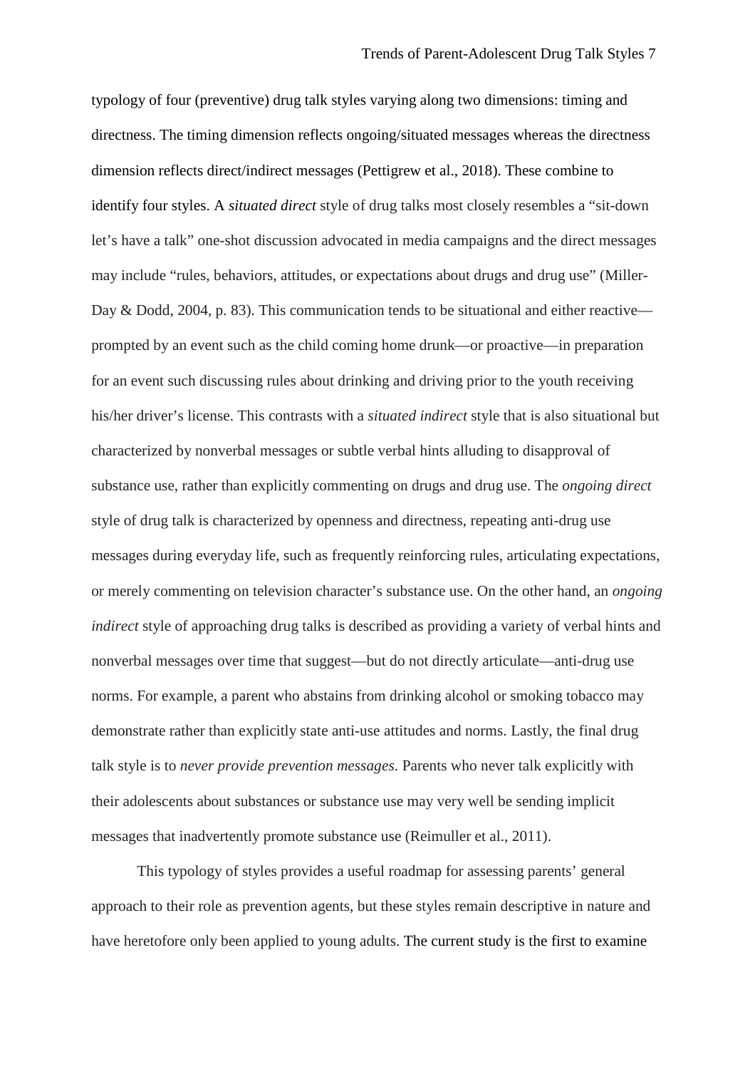typology of four (preventive) drug talk styles varying along two dimensions: timing and directness. The timing dimension reflects ongoing/situated messages whereas the directness dimension reflects direct/indirect messages (Pettigrew et al., 2018). These combine to identify four styles. A *situated direct* style of drug talks most closely resembles a "sit-down let's have a talk" one-shot discussion advocated in media campaigns and the direct messages may include "rules, behaviors, attitudes, or expectations about drugs and drug use" (Miller-Day & Dodd, 2004, p. 83). This communication tends to be situational and either reactive—prompted by an event such as the child coming home drunk—or proactive—in preparation for an event such discussing rules about drinking and driving prior to the youth receiving his/her driver's license. This contrasts with a *situated indirect* style that is also situational but characterized by nonverbal messages or subtle verbal hints alluding to disapproval of substance use, rather than explicitly commenting on drugs and drug use. The *ongoing direct* style of drug talk is characterized by openness and directness, repeating anti-drug use messages during everyday life, such as frequently reinforcing rules, articulating expectations, or merely commenting on television character's substance use. On the other hand, an *ongoing indirect* style of approaching drug talks is described as providing a variety of verbal hints and nonverbal messages over time that suggest—but do not directly articulate—anti-drug use norms. For example, a parent who abstains from drinking alcohol or smoking tobacco may demonstrate rather than explicitly state anti-use attitudes and norms. Lastly, the final drug talk style is to *never provide prevention messages*. Parents who never talk explicitly with their adolescents about substances or substance use may very well be sending implicit messages that inadvertently promote substance use (Reimuller et al., 2011).

This typology of styles provides a useful roadmap for assessing parents' general approach to their role as prevention agents, but these styles remain descriptive in nature and have heretofore only been applied to young adults. The current study is the first to examine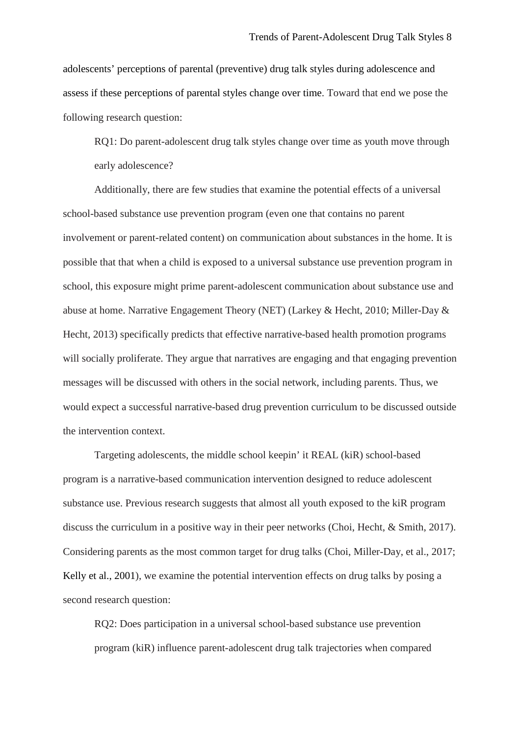adolescents' perceptions of parental (preventive) drug talk styles during adolescence and assess if these perceptions of parental styles change over time. Toward that end we pose the following research question:

> RQ1: Do parent-adolescent drug talk styles change over time as youth move through early adolescence?

Additionally, there are few studies that examine the potential effects of a universal school-based substance use prevention program (even one that contains no parent involvement or parent-related content) on communication about substances in the home. It is possible that that when a child is exposed to a universal substance use prevention program in school, this exposure might prime parent-adolescent communication about substance use and abuse at home. Narrative Engagement Theory (NET) (Larkey & Hecht, 2010; Miller-Day & Hecht, 2013) specifically predicts that effective narrative-based health promotion programs will socially proliferate. They argue that narratives are engaging and that engaging prevention messages will be discussed with others in the social network, including parents. Thus, we would expect a successful narrative-based drug prevention curriculum to be discussed outside the intervention context.

Targeting adolescents, the middle school keepin' it REAL (kiR) school-based program is a narrative-based communication intervention designed to reduce adolescent substance use. Previous research suggests that almost all youth exposed to the kiR program discuss the curriculum in a positive way in their peer networks (Choi, Hecht, & Smith, 2017). Considering parents as the most common target for drug talks (Choi, Miller-Day, et al., 2017; Kelly et al., 2001), we examine the potential intervention effects on drug talks by posing a second research question:

> RQ2: Does participation in a universal school-based substance use prevention program (kiR) influence parent-adolescent drug talk trajectories when compared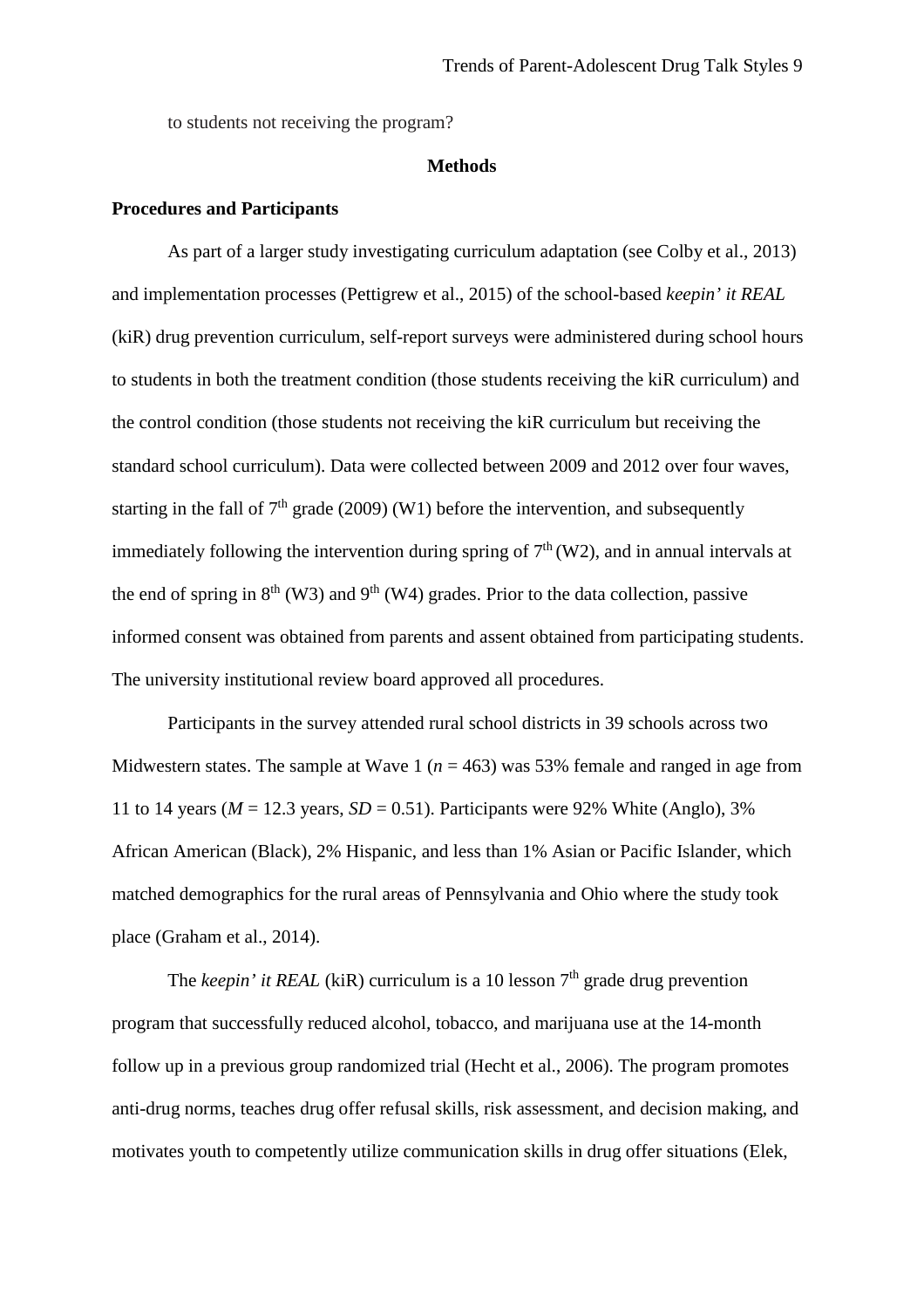to students not receiving the program?

## Methods

### Procedures and Participants

As part of a larger study investigating curriculum adaptation (see Colby et al., 2013) and implementation processes (Pettigrew et al., 2015) of the school-based *keepin' it REAL* (kiR) drug prevention curriculum, self-report surveys were administered during school hours to students in both the treatment condition (those students receiving the kiR curriculum) and the control condition (those students not receiving the kiR curriculum but receiving the standard school curriculum). Data were collected between 2009 and 2012 over four waves, starting in the fall of 7$^{th}$ grade (2009) (W1) before the intervention, and subsequently immediately following the intervention during spring of 7$^{th}$ (W2), and in annual intervals at the end of spring in 8$^{th}$ (W3) and 9$^{th}$ (W4) grades. Prior to the data collection, passive informed consent was obtained from parents and assent obtained from participating students. The university institutional review board approved all procedures.

Participants in the survey attended rural school districts in 39 schools across two Midwestern states. The sample at Wave 1 ($n$ = 463) was 53% female and ranged in age from 11 to 14 years ($M$ = 12.3 years, $SD$ = 0.51). Participants were 92% White (Anglo), 3% African American (Black), 2% Hispanic, and less than 1% Asian or Pacific Islander, which matched demographics for the rural areas of Pennsylvania and Ohio where the study took place (Graham et al., 2014).

The *keepin' it REAL* (kiR) curriculum is a 10 lesson 7$^{th}$ grade drug prevention program that successfully reduced alcohol, tobacco, and marijuana use at the 14-month follow up in a previous group randomized trial (Hecht et al., 2006). The program promotes anti-drug norms, teaches drug offer refusal skills, risk assessment, and decision making, and motivates youth to competently utilize communication skills in drug offer situations (Elek,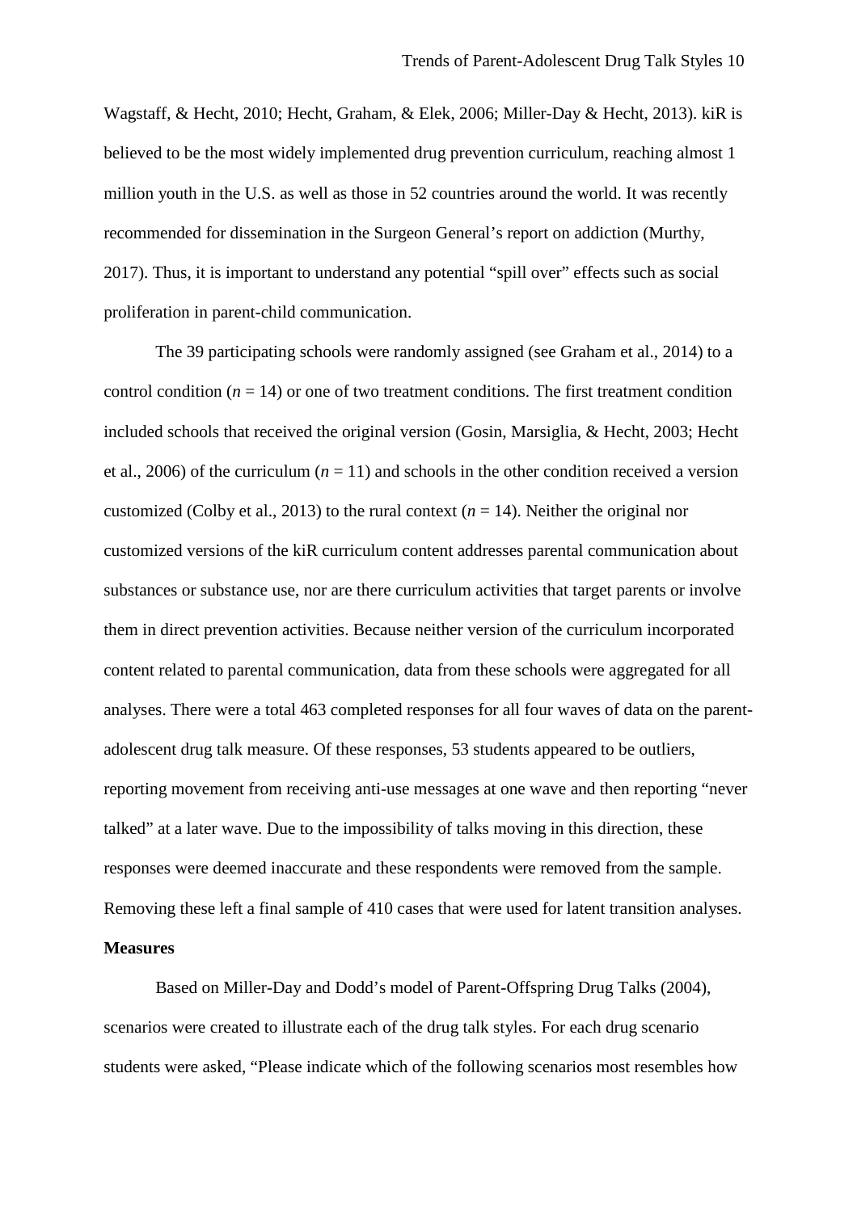Wagstaff, & Hecht, 2010; Hecht, Graham, & Elek, 2006; Miller-Day & Hecht, 2013). kiR is believed to be the most widely implemented drug prevention curriculum, reaching almost 1 million youth in the U.S. as well as those in 52 countries around the world. It was recently recommended for dissemination in the Surgeon General's report on addiction (Murthy, 2017). Thus, it is important to understand any potential "spill over" effects such as social proliferation in parent-child communication.

The 39 participating schools were randomly assigned (see Graham et al., 2014) to a control condition ($n$ = 14) or one of two treatment conditions. The first treatment condition included schools that received the original version (Gosin, Marsiglia, & Hecht, 2003; Hecht et al., 2006) of the curriculum ($n$ = 11) and schools in the other condition received a version customized (Colby et al., 2013) to the rural context ($n$ = 14). Neither the original nor customized versions of the kiR curriculum content addresses parental communication about substances or substance use, nor are there curriculum activities that target parents or involve them in direct prevention activities. Because neither version of the curriculum incorporated content related to parental communication, data from these schools were aggregated for all analyses. There were a total 463 completed responses for all four waves of data on the parent-adolescent drug talk measure. Of these responses, 53 students appeared to be outliers, reporting movement from receiving anti-use messages at one wave and then reporting "never talked" at a later wave. Due to the impossibility of talks moving in this direction, these responses were deemed inaccurate and these respondents were removed from the sample. Removing these left a final sample of 410 cases that were used for latent transition analyses.

**Measures**

Based on Miller-Day and Dodd's model of Parent-Offspring Drug Talks (2004), scenarios were created to illustrate each of the drug talk styles. For each drug scenario students were asked, "Please indicate which of the following scenarios most resembles how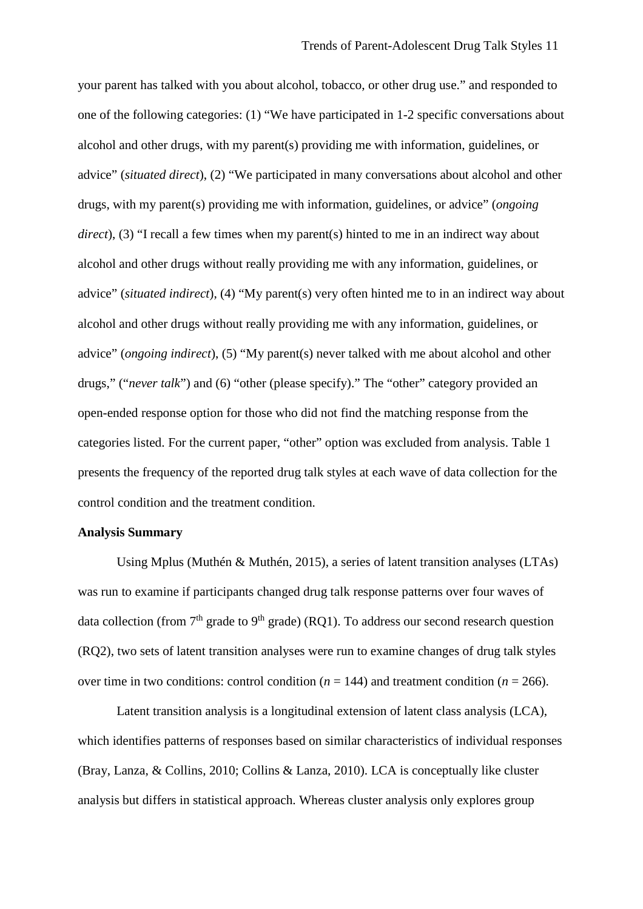your parent has talked with you about alcohol, tobacco, or other drug use." and responded to one of the following categories: (1) "We have participated in 1-2 specific conversations about alcohol and other drugs, with my parent(s) providing me with information, guidelines, or advice" (*situated direct*), (2) "We participated in many conversations about alcohol and other drugs, with my parent(s) providing me with information, guidelines, or advice" (*ongoing direct*), (3) "I recall a few times when my parent(s) hinted to me in an indirect way about alcohol and other drugs without really providing me with any information, guidelines, or advice" (*situated indirect*), (4) "My parent(s) very often hinted me to in an indirect way about alcohol and other drugs without really providing me with any information, guidelines, or advice" (*ongoing indirect*), (5) "My parent(s) never talked with me about alcohol and other drugs," ("*never talk*") and (6) "other (please specify)." The "other" category provided an open-ended response option for those who did not find the matching response from the categories listed. For the current paper, "other" option was excluded from analysis. Table 1 presents the frequency of the reported drug talk styles at each wave of data collection for the control condition and the treatment condition.

**Analysis Summary**

Using Mplus (Muthén & Muthén, 2015), a series of latent transition analyses (LTAs) was run to examine if participants changed drug talk response patterns over four waves of data collection (from 7th grade to 9th grade) (RQ1). To address our second research question (RQ2), two sets of latent transition analyses were run to examine changes of drug talk styles over time in two conditions: control condition ($n$ = 144) and treatment condition ($n$ = 266).

Latent transition analysis is a longitudinal extension of latent class analysis (LCA), which identifies patterns of responses based on similar characteristics of individual responses (Bray, Lanza, & Collins, 2010; Collins & Lanza, 2010). LCA is conceptually like cluster analysis but differs in statistical approach. Whereas cluster analysis only explores group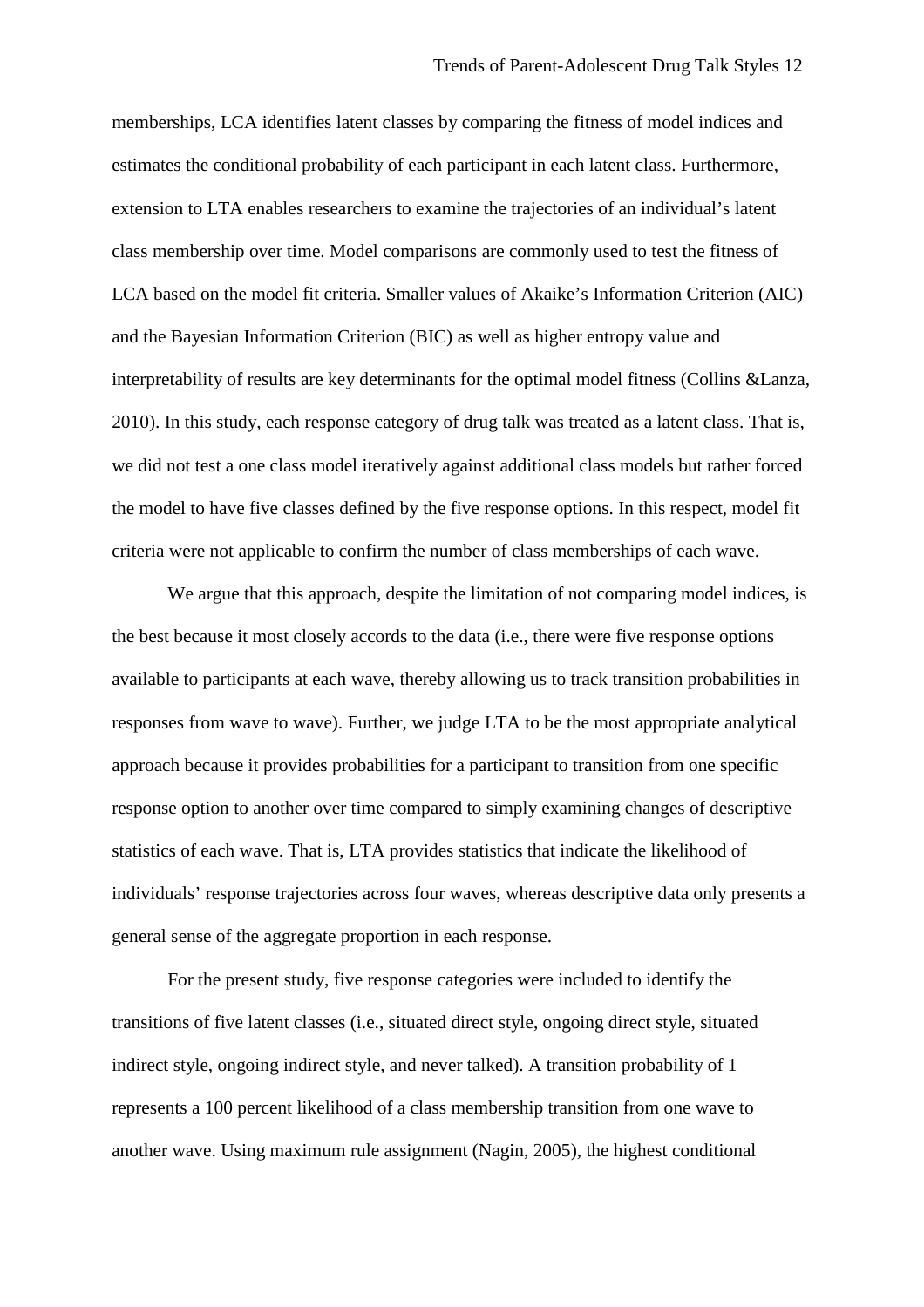memberships, LCA identifies latent classes by comparing the fitness of model indices and estimates the conditional probability of each participant in each latent class. Furthermore, extension to LTA enables researchers to examine the trajectories of an individual's latent class membership over time. Model comparisons are commonly used to test the fitness of LCA based on the model fit criteria. Smaller values of Akaike's Information Criterion (AIC) and the Bayesian Information Criterion (BIC) as well as higher entropy value and interpretability of results are key determinants for the optimal model fitness (Collins &Lanza, 2010). In this study, each response category of drug talk was treated as a latent class. That is, we did not test a one class model iteratively against additional class models but rather forced the model to have five classes defined by the five response options. In this respect, model fit criteria were not applicable to confirm the number of class memberships of each wave.

We argue that this approach, despite the limitation of not comparing model indices, is the best because it most closely accords to the data (i.e., there were five response options available to participants at each wave, thereby allowing us to track transition probabilities in responses from wave to wave). Further, we judge LTA to be the most appropriate analytical approach because it provides probabilities for a participant to transition from one specific response option to another over time compared to simply examining changes of descriptive statistics of each wave. That is, LTA provides statistics that indicate the likelihood of individuals' response trajectories across four waves, whereas descriptive data only presents a general sense of the aggregate proportion in each response.

For the present study, five response categories were included to identify the transitions of five latent classes (i.e., situated direct style, ongoing direct style, situated indirect style, ongoing indirect style, and never talked). A transition probability of 1 represents a 100 percent likelihood of a class membership transition from one wave to another wave. Using maximum rule assignment (Nagin, 2005), the highest conditional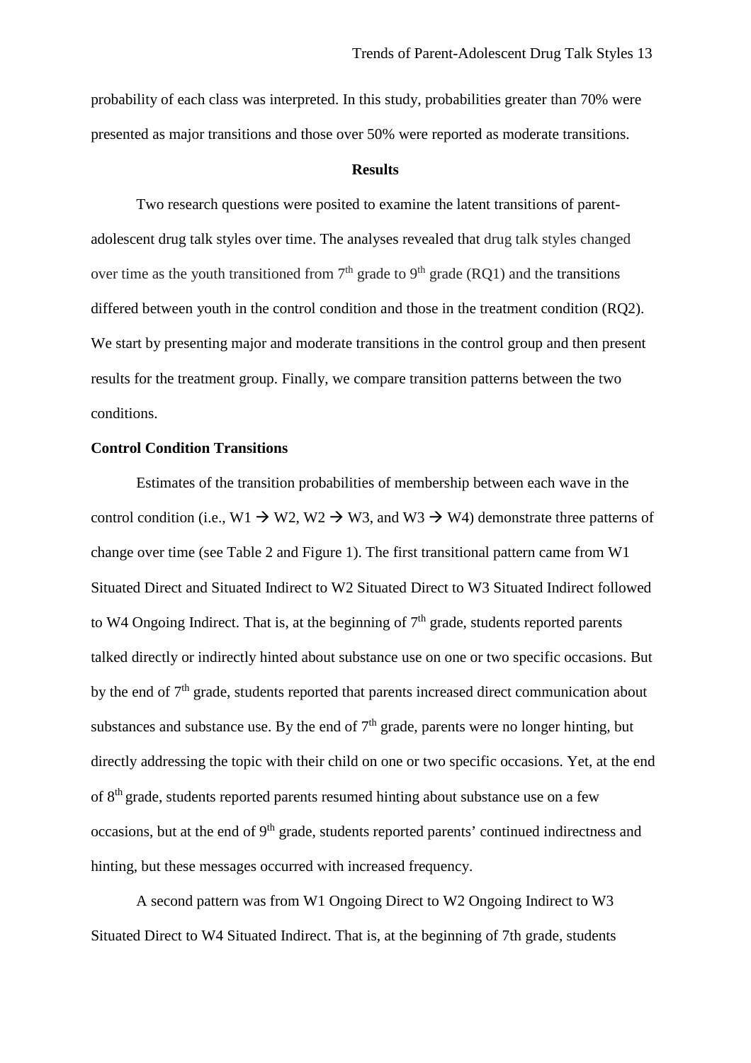probability of each class was interpreted. In this study, probabilities greater than 70% were presented as major transitions and those over 50% were reported as moderate transitions.

## Results

Two research questions were posited to examine the latent transitions of parent-adolescent drug talk styles over time. The analyses revealed that drug talk styles changed over time as the youth transitioned from 7th grade to 9th grade (RQ1) and the transitions differed between youth in the control condition and those in the treatment condition (RQ2). We start by presenting major and moderate transitions in the control group and then present results for the treatment group. Finally, we compare transition patterns between the two conditions.

### Control Condition Transitions

Estimates of the transition probabilities of membership between each wave in the control condition (i.e., W1 → W2, W2 → W3, and W3 → W4) demonstrate three patterns of change over time (see Table 2 and Figure 1). The first transitional pattern came from W1 Situated Direct and Situated Indirect to W2 Situated Direct to W3 Situated Indirect followed to W4 Ongoing Indirect. That is, at the beginning of 7th grade, students reported parents talked directly or indirectly hinted about substance use on one or two specific occasions. But by the end of 7th grade, students reported that parents increased direct communication about substances and substance use. By the end of 7th grade, parents were no longer hinting, but directly addressing the topic with their child on one or two specific occasions. Yet, at the end of 8th grade, students reported parents resumed hinting about substance use on a few occasions, but at the end of 9th grade, students reported parents' continued indirectness and hinting, but these messages occurred with increased frequency.

A second pattern was from W1 Ongoing Direct to W2 Ongoing Indirect to W3 Situated Direct to W4 Situated Indirect. That is, at the beginning of 7th grade, students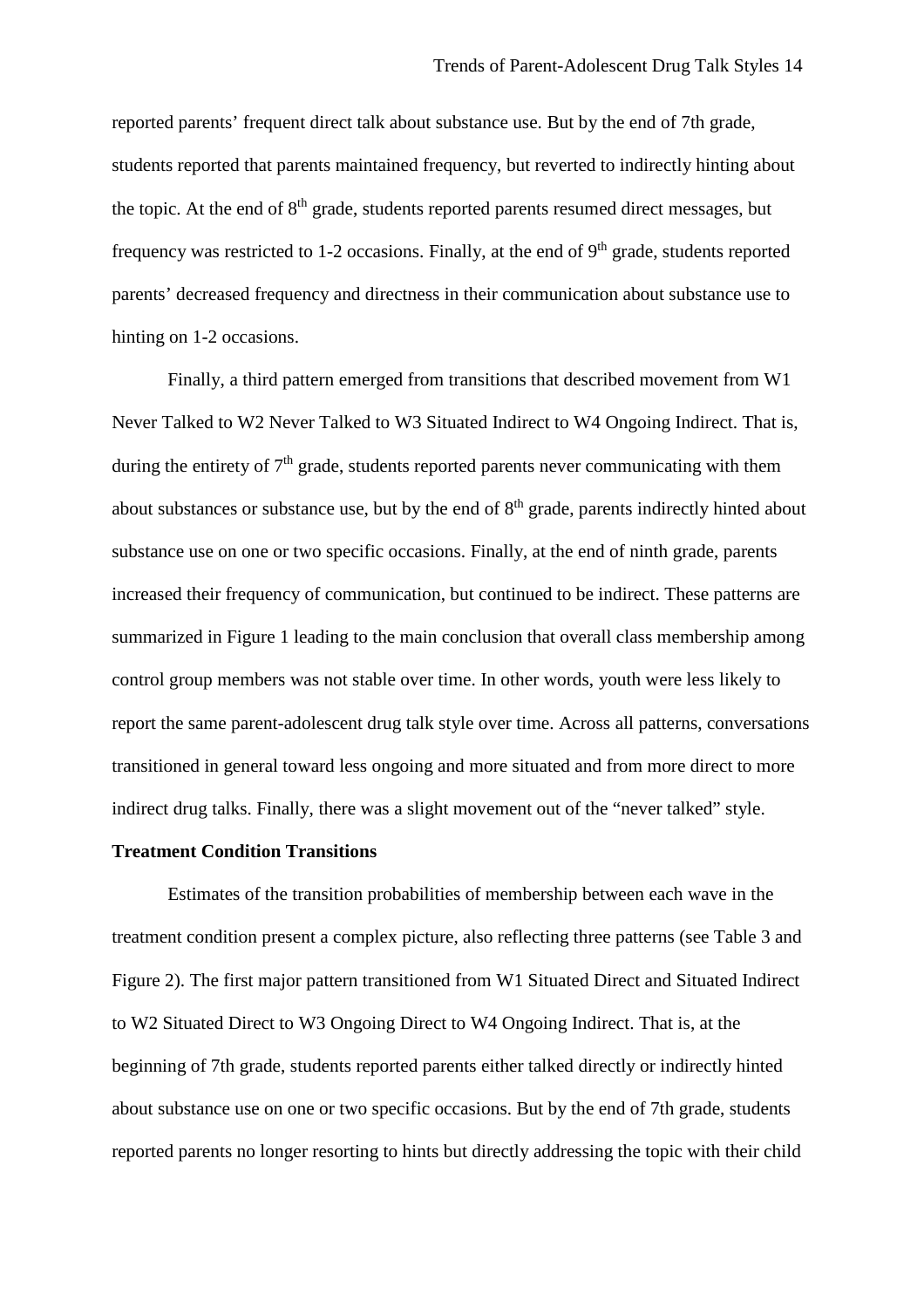reported parents' frequent direct talk about substance use. But by the end of 7th grade, students reported that parents maintained frequency, but reverted to indirectly hinting about the topic. At the end of 8th grade, students reported parents resumed direct messages, but frequency was restricted to 1-2 occasions. Finally, at the end of 9th grade, students reported parents' decreased frequency and directness in their communication about substance use to hinting on 1-2 occasions.

Finally, a third pattern emerged from transitions that described movement from W1 Never Talked to W2 Never Talked to W3 Situated Indirect to W4 Ongoing Indirect. That is, during the entirety of 7th grade, students reported parents never communicating with them about substances or substance use, but by the end of 8th grade, parents indirectly hinted about substance use on one or two specific occasions. Finally, at the end of ninth grade, parents increased their frequency of communication, but continued to be indirect. These patterns are summarized in Figure 1 leading to the main conclusion that overall class membership among control group members was not stable over time. In other words, youth were less likely to report the same parent-adolescent drug talk style over time. Across all patterns, conversations transitioned in general toward less ongoing and more situated and from more direct to more indirect drug talks. Finally, there was a slight movement out of the "never talked" style.

**Treatment Condition Transitions**

Estimates of the transition probabilities of membership between each wave in the treatment condition present a complex picture, also reflecting three patterns (see Table 3 and Figure 2). The first major pattern transitioned from W1 Situated Direct and Situated Indirect to W2 Situated Direct to W3 Ongoing Direct to W4 Ongoing Indirect. That is, at the beginning of 7th grade, students reported parents either talked directly or indirectly hinted about substance use on one or two specific occasions. But by the end of 7th grade, students reported parents no longer resorting to hints but directly addressing the topic with their child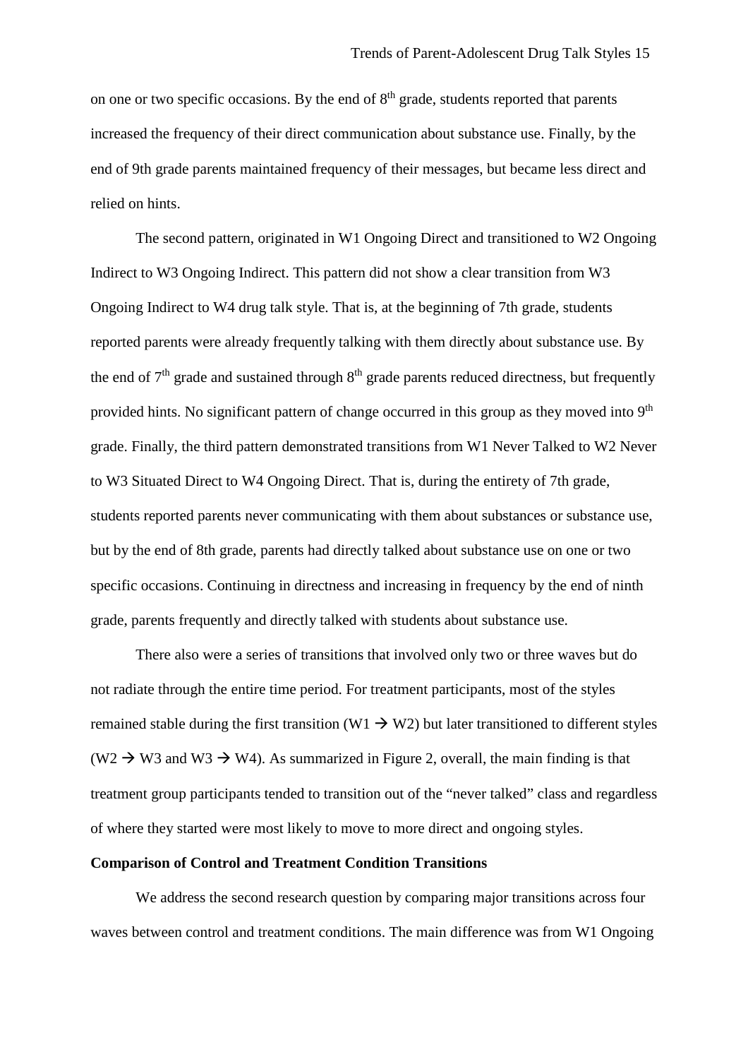on one or two specific occasions. By the end of 8th grade, students reported that parents increased the frequency of their direct communication about substance use. Finally, by the end of 9th grade parents maintained frequency of their messages, but became less direct and relied on hints.

The second pattern, originated in W1 Ongoing Direct and transitioned to W2 Ongoing Indirect to W3 Ongoing Indirect. This pattern did not show a clear transition from W3 Ongoing Indirect to W4 drug talk style. That is, at the beginning of 7th grade, students reported parents were already frequently talking with them directly about substance use. By the end of 7th grade and sustained through 8th grade parents reduced directness, but frequently provided hints. No significant pattern of change occurred in this group as they moved into 9th grade. Finally, the third pattern demonstrated transitions from W1 Never Talked to W2 Never to W3 Situated Direct to W4 Ongoing Direct. That is, during the entirety of 7th grade, students reported parents never communicating with them about substances or substance use, but by the end of 8th grade, parents had directly talked about substance use on one or two specific occasions. Continuing in directness and increasing in frequency by the end of ninth grade, parents frequently and directly talked with students about substance use.

There also were a series of transitions that involved only two or three waves but do not radiate through the entire time period. For treatment participants, most of the styles remained stable during the first transition (W1 → W2) but later transitioned to different styles (W2 → W3 and W3 → W4). As summarized in Figure 2, overall, the main finding is that treatment group participants tended to transition out of the "never talked" class and regardless of where they started were most likely to move to more direct and ongoing styles.

**Comparison of Control and Treatment Condition Transitions**

We address the second research question by comparing major transitions across four waves between control and treatment conditions. The main difference was from W1 Ongoing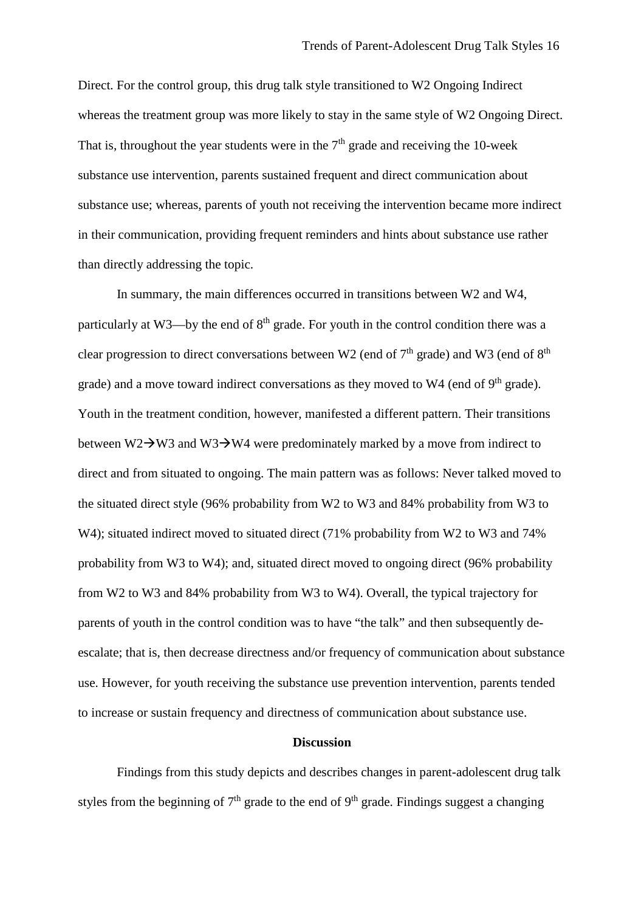Direct. For the control group, this drug talk style transitioned to W2 Ongoing Indirect whereas the treatment group was more likely to stay in the same style of W2 Ongoing Direct. That is, throughout the year students were in the 7th grade and receiving the 10-week substance use intervention, parents sustained frequent and direct communication about substance use; whereas, parents of youth not receiving the intervention became more indirect in their communication, providing frequent reminders and hints about substance use rather than directly addressing the topic.

In summary, the main differences occurred in transitions between W2 and W4, particularly at W3—by the end of 8th grade. For youth in the control condition there was a clear progression to direct conversations between W2 (end of 7th grade) and W3 (end of 8th grade) and a move toward indirect conversations as they moved to W4 (end of 9th grade). Youth in the treatment condition, however, manifested a different pattern. Their transitions between W2→W3 and W3→W4 were predominately marked by a move from indirect to direct and from situated to ongoing. The main pattern was as follows: Never talked moved to the situated direct style (96% probability from W2 to W3 and 84% probability from W3 to W4); situated indirect moved to situated direct (71% probability from W2 to W3 and 74% probability from W3 to W4); and, situated direct moved to ongoing direct (96% probability from W2 to W3 and 84% probability from W3 to W4). Overall, the typical trajectory for parents of youth in the control condition was to have "the talk" and then subsequently de-escalate; that is, then decrease directness and/or frequency of communication about substance use. However, for youth receiving the substance use prevention intervention, parents tended to increase or sustain frequency and directness of communication about substance use.

## Discussion

Findings from this study depicts and describes changes in parent-adolescent drug talk styles from the beginning of 7th grade to the end of 9th grade. Findings suggest a changing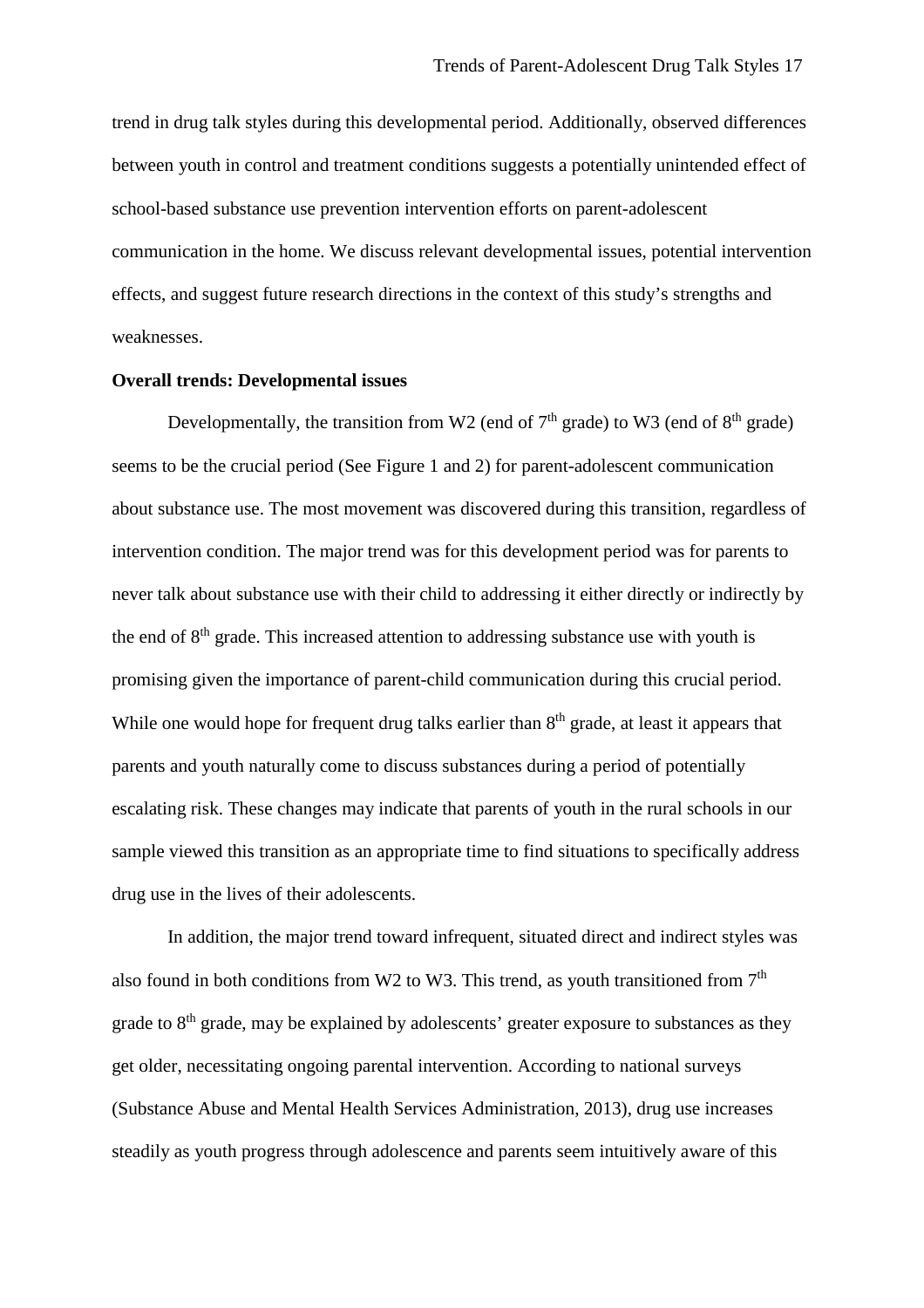trend in drug talk styles during this developmental period. Additionally, observed differences between youth in control and treatment conditions suggests a potentially unintended effect of school-based substance use prevention intervention efforts on parent-adolescent communication in the home. We discuss relevant developmental issues, potential intervention effects, and suggest future research directions in the context of this study's strengths and weaknesses.

**Overall trends: Developmental issues**

Developmentally, the transition from W2 (end of 7th grade) to W3 (end of 8th grade) seems to be the crucial period (See Figure 1 and 2) for parent-adolescent communication about substance use. The most movement was discovered during this transition, regardless of intervention condition. The major trend was for this development period was for parents to never talk about substance use with their child to addressing it either directly or indirectly by the end of 8th grade. This increased attention to addressing substance use with youth is promising given the importance of parent-child communication during this crucial period. While one would hope for frequent drug talks earlier than 8th grade, at least it appears that parents and youth naturally come to discuss substances during a period of potentially escalating risk. These changes may indicate that parents of youth in the rural schools in our sample viewed this transition as an appropriate time to find situations to specifically address drug use in the lives of their adolescents.

In addition, the major trend toward infrequent, situated direct and indirect styles was also found in both conditions from W2 to W3. This trend, as youth transitioned from 7th grade to 8th grade, may be explained by adolescents' greater exposure to substances as they get older, necessitating ongoing parental intervention. According to national surveys (Substance Abuse and Mental Health Services Administration, 2013), drug use increases steadily as youth progress through adolescence and parents seem intuitively aware of this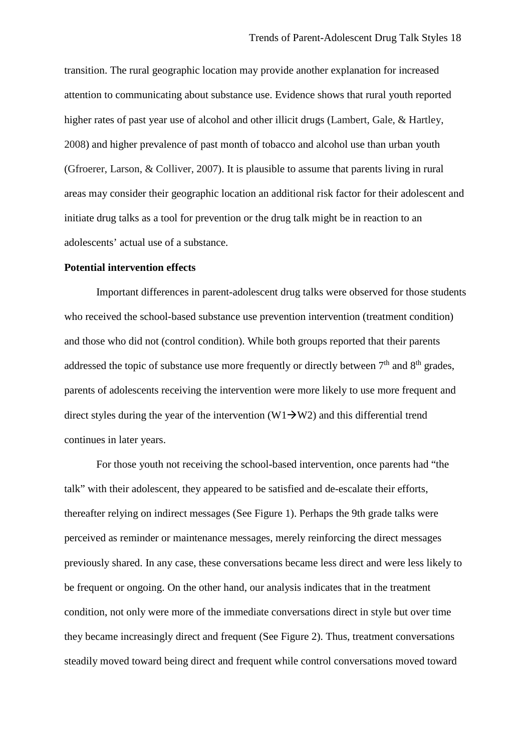transition. The rural geographic location may provide another explanation for increased attention to communicating about substance use. Evidence shows that rural youth reported higher rates of past year use of alcohol and other illicit drugs (Lambert, Gale, & Hartley, 2008) and higher prevalence of past month of tobacco and alcohol use than urban youth (Gfroerer, Larson, & Colliver, 2007). It is plausible to assume that parents living in rural areas may consider their geographic location an additional risk factor for their adolescent and initiate drug talks as a tool for prevention or the drug talk might be in reaction to an adolescents' actual use of a substance.

**Potential intervention effects**

Important differences in parent-adolescent drug talks were observed for those students who received the school-based substance use prevention intervention (treatment condition) and those who did not (control condition). While both groups reported that their parents addressed the topic of substance use more frequently or directly between 7th and 8th grades, parents of adolescents receiving the intervention were more likely to use more frequent and direct styles during the year of the intervention (W1→W2) and this differential trend continues in later years.

For those youth not receiving the school-based intervention, once parents had "the talk" with their adolescent, they appeared to be satisfied and de-escalate their efforts, thereafter relying on indirect messages (See Figure 1). Perhaps the 9th grade talks were perceived as reminder or maintenance messages, merely reinforcing the direct messages previously shared. In any case, these conversations became less direct and were less likely to be frequent or ongoing. On the other hand, our analysis indicates that in the treatment condition, not only were more of the immediate conversations direct in style but over time they became increasingly direct and frequent (See Figure 2). Thus, treatment conversations steadily moved toward being direct and frequent while control conversations moved toward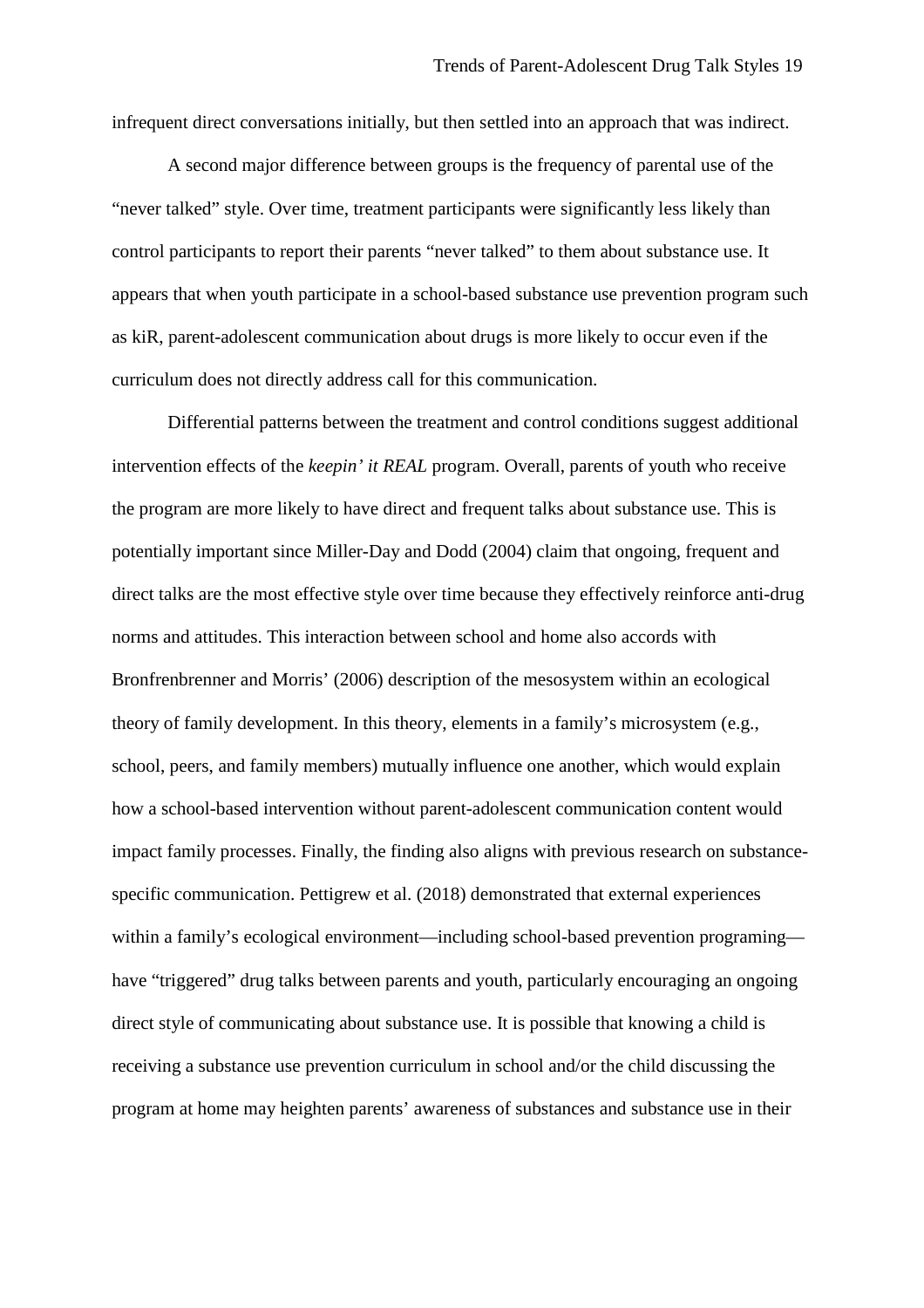infrequent direct conversations initially, but then settled into an approach that was indirect.

A second major difference between groups is the frequency of parental use of the "never talked" style. Over time, treatment participants were significantly less likely than control participants to report their parents "never talked" to them about substance use. It appears that when youth participate in a school-based substance use prevention program such as kiR, parent-adolescent communication about drugs is more likely to occur even if the curriculum does not directly address call for this communication.

Differential patterns between the treatment and control conditions suggest additional intervention effects of the *keepin' it REAL* program. Overall, parents of youth who receive the program are more likely to have direct and frequent talks about substance use. This is potentially important since Miller-Day and Dodd (2004) claim that ongoing, frequent and direct talks are the most effective style over time because they effectively reinforce anti-drug norms and attitudes. This interaction between school and home also accords with Bronfrenbrenner and Morris' (2006) description of the mesosystem within an ecological theory of family development. In this theory, elements in a family's microsystem (e.g., school, peers, and family members) mutually influence one another, which would explain how a school-based intervention without parent-adolescent communication content would impact family processes. Finally, the finding also aligns with previous research on substance-specific communication. Pettigrew et al. (2018) demonstrated that external experiences within a family's ecological environment—including school-based prevention programing—have "triggered" drug talks between parents and youth, particularly encouraging an ongoing direct style of communicating about substance use. It is possible that knowing a child is receiving a substance use prevention curriculum in school and/or the child discussing the program at home may heighten parents' awareness of substances and substance use in their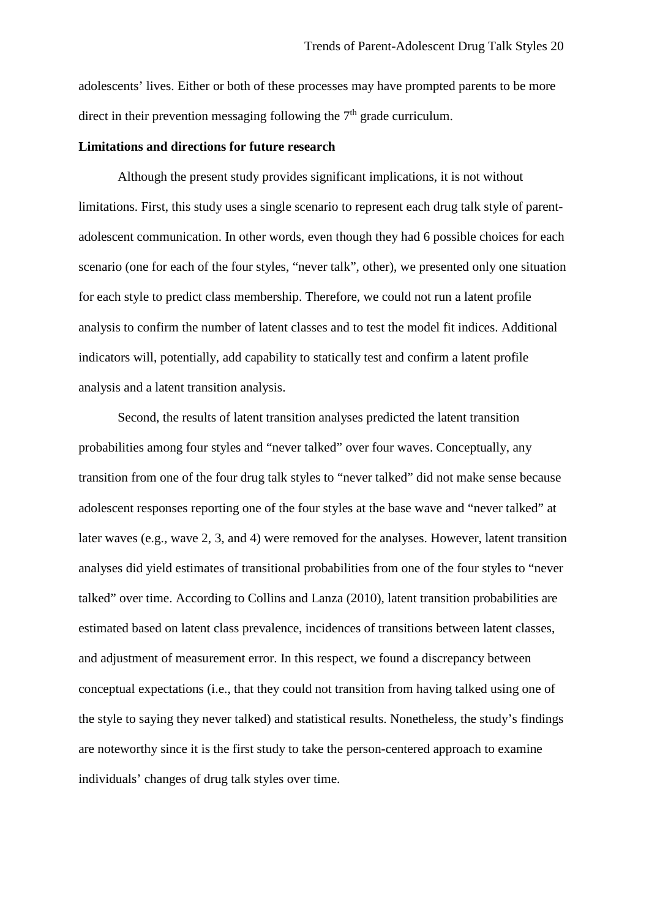adolescents' lives. Either or both of these processes may have prompted parents to be more direct in their prevention messaging following the 7th grade curriculum.

**Limitations and directions for future research**

Although the present study provides significant implications, it is not without limitations. First, this study uses a single scenario to represent each drug talk style of parent-adolescent communication. In other words, even though they had 6 possible choices for each scenario (one for each of the four styles, "never talk", other), we presented only one situation for each style to predict class membership. Therefore, we could not run a latent profile analysis to confirm the number of latent classes and to test the model fit indices. Additional indicators will, potentially, add capability to statically test and confirm a latent profile analysis and a latent transition analysis.

Second, the results of latent transition analyses predicted the latent transition probabilities among four styles and "never talked" over four waves. Conceptually, any transition from one of the four drug talk styles to "never talked" did not make sense because adolescent responses reporting one of the four styles at the base wave and "never talked" at later waves (e.g., wave 2, 3, and 4) were removed for the analyses. However, latent transition analyses did yield estimates of transitional probabilities from one of the four styles to "never talked" over time. According to Collins and Lanza (2010), latent transition probabilities are estimated based on latent class prevalence, incidences of transitions between latent classes, and adjustment of measurement error. In this respect, we found a discrepancy between conceptual expectations (i.e., that they could not transition from having talked using one of the style to saying they never talked) and statistical results. Nonetheless, the study's findings are noteworthy since it is the first study to take the person-centered approach to examine individuals' changes of drug talk styles over time.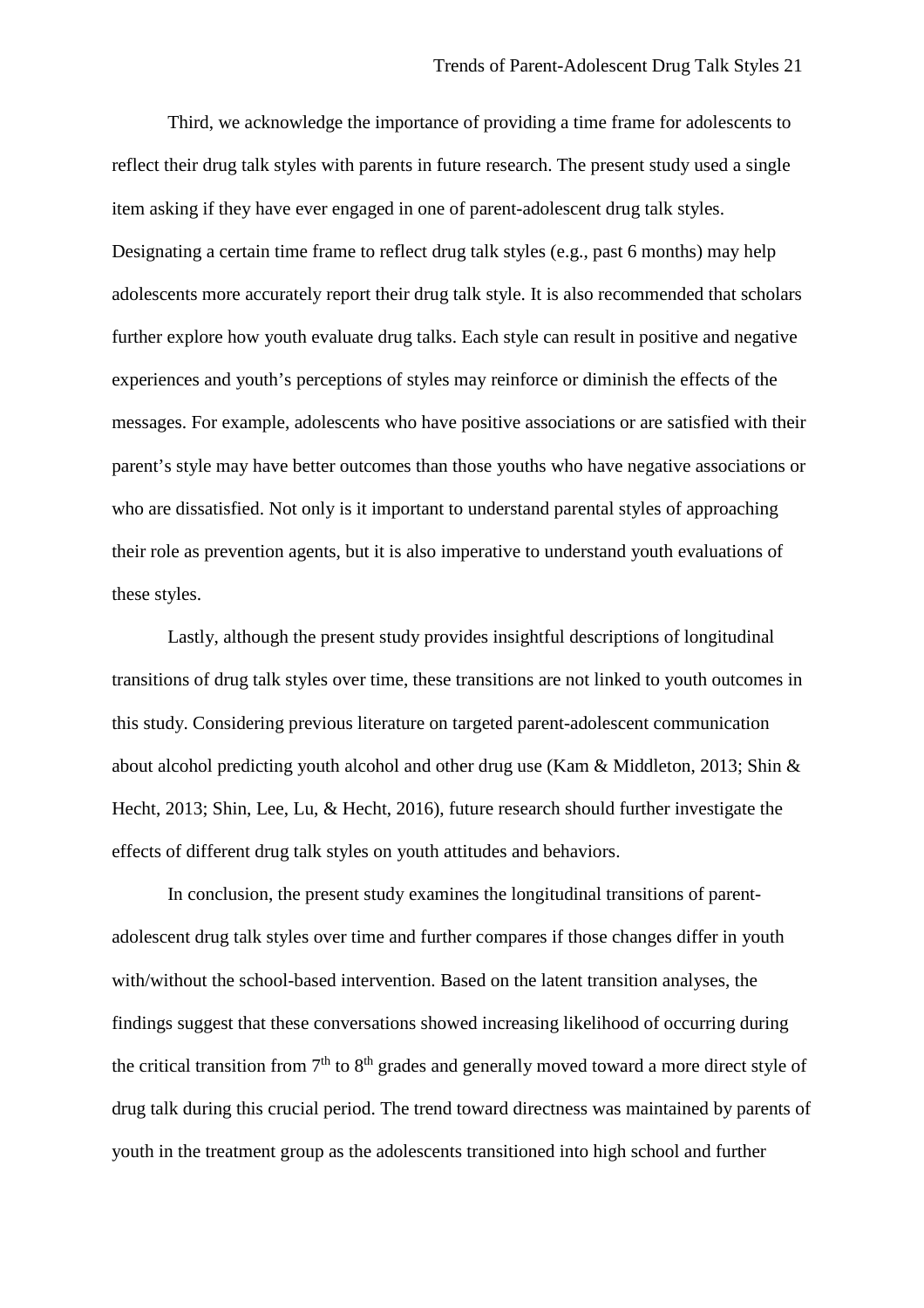Third, we acknowledge the importance of providing a time frame for adolescents to reflect their drug talk styles with parents in future research. The present study used a single item asking if they have ever engaged in one of parent-adolescent drug talk styles. Designating a certain time frame to reflect drug talk styles (e.g., past 6 months) may help adolescents more accurately report their drug talk style. It is also recommended that scholars further explore how youth evaluate drug talks. Each style can result in positive and negative experiences and youth's perceptions of styles may reinforce or diminish the effects of the messages. For example, adolescents who have positive associations or are satisfied with their parent's style may have better outcomes than those youths who have negative associations or who are dissatisfied. Not only is it important to understand parental styles of approaching their role as prevention agents, but it is also imperative to understand youth evaluations of these styles.

Lastly, although the present study provides insightful descriptions of longitudinal transitions of drug talk styles over time, these transitions are not linked to youth outcomes in this study. Considering previous literature on targeted parent-adolescent communication about alcohol predicting youth alcohol and other drug use (Kam & Middleton, 2013; Shin & Hecht, 2013; Shin, Lee, Lu, & Hecht, 2016), future research should further investigate the effects of different drug talk styles on youth attitudes and behaviors.

In conclusion, the present study examines the longitudinal transitions of parent-adolescent drug talk styles over time and further compares if those changes differ in youth with/without the school-based intervention. Based on the latent transition analyses, the findings suggest that these conversations showed increasing likelihood of occurring during the critical transition from 7th to 8th grades and generally moved toward a more direct style of drug talk during this crucial period. The trend toward directness was maintained by parents of youth in the treatment group as the adolescents transitioned into high school and further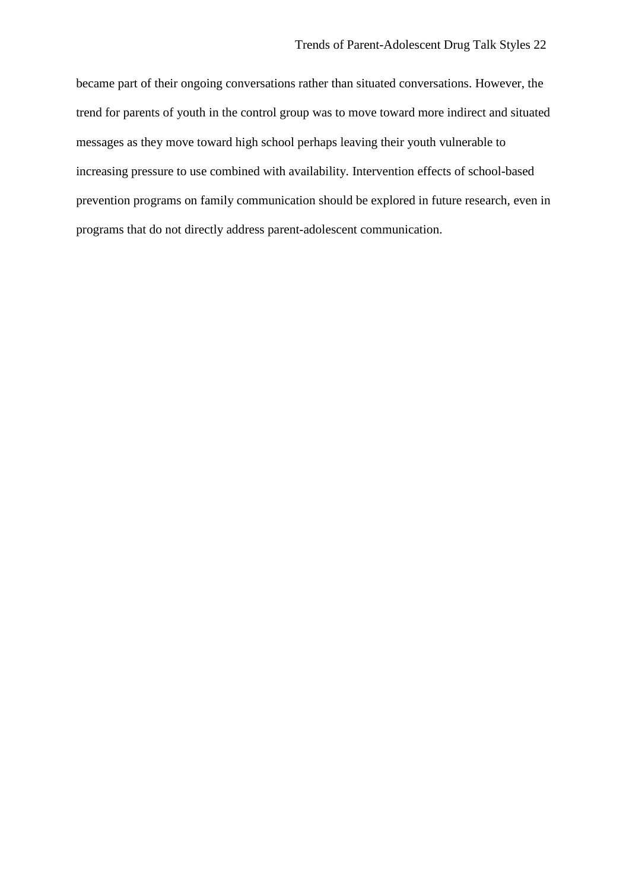became part of their ongoing conversations rather than situated conversations. However, the trend for parents of youth in the control group was to move toward more indirect and situated messages as they move toward high school perhaps leaving their youth vulnerable to increasing pressure to use combined with availability. Intervention effects of school-based prevention programs on family communication should be explored in future research, even in programs that do not directly address parent-adolescent communication.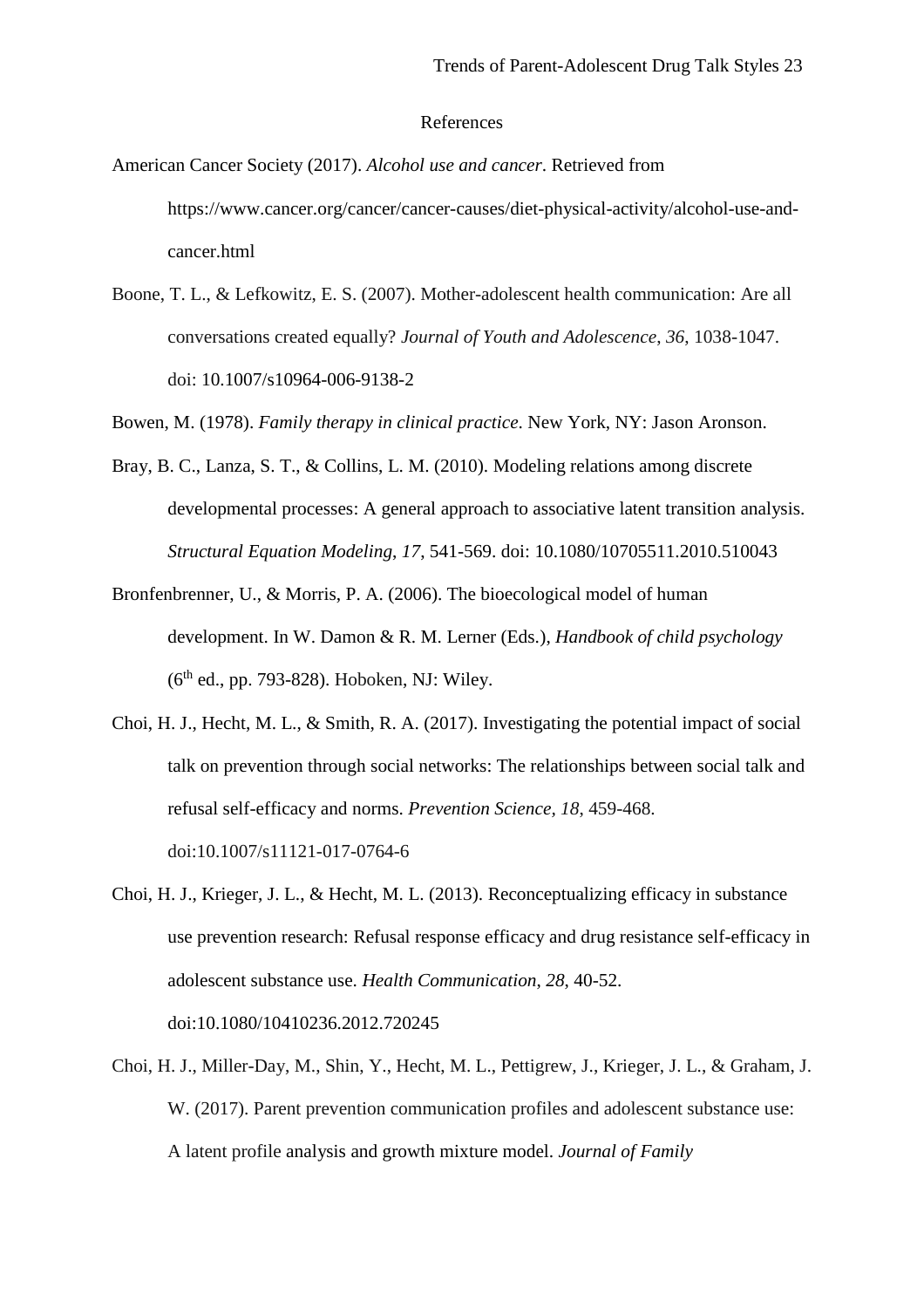# References

American Cancer Society (2017). *Alcohol use and cancer*. Retrieved from https://www.cancer.org/cancer/cancer-causes/diet-physical-activity/alcohol-use-and-cancer.html

Boone, T. L., & Lefkowitz, E. S. (2007). Mother-adolescent health communication: Are all conversations created equally? *Journal of Youth and Adolescence, 36*, 1038-1047. doi: 10.1007/s10964-006-9138-2

Bowen, M. (1978). *Family therapy in clinical practice*. New York, NY: Jason Aronson.

Bray, B. C., Lanza, S. T., & Collins, L. M. (2010). Modeling relations among discrete developmental processes: A general approach to associative latent transition analysis. *Structural Equation Modeling*, *17*, 541-569. doi: 10.1080/10705511.2010.510043

Bronfenbrenner, U., & Morris, P. A. (2006). The bioecological model of human development. In W. Damon & R. M. Lerner (Eds.), *Handbook of child psychology* (6th ed., pp. 793-828). Hoboken, NJ: Wiley.

Choi, H. J., Hecht, M. L., & Smith, R. A. (2017). Investigating the potential impact of social talk on prevention through social networks: The relationships between social talk and refusal self-efficacy and norms. *Prevention Science, 18*, 459-468. doi:10.1007/s11121-017-0764-6

Choi, H. J., Krieger, J. L., & Hecht, M. L. (2013). Reconceptualizing efficacy in substance use prevention research: Refusal response efficacy and drug resistance self-efficacy in adolescent substance use. *Health Communication*, *28*, 40-52. doi:10.1080/10410236.2012.720245

Choi, H. J., Miller-Day, M., Shin, Y., Hecht, M. L., Pettigrew, J., Krieger, J. L., & Graham, J. W. (2017). Parent prevention communication profiles and adolescent substance use: A latent profile analysis and growth mixture model. *Journal of Family*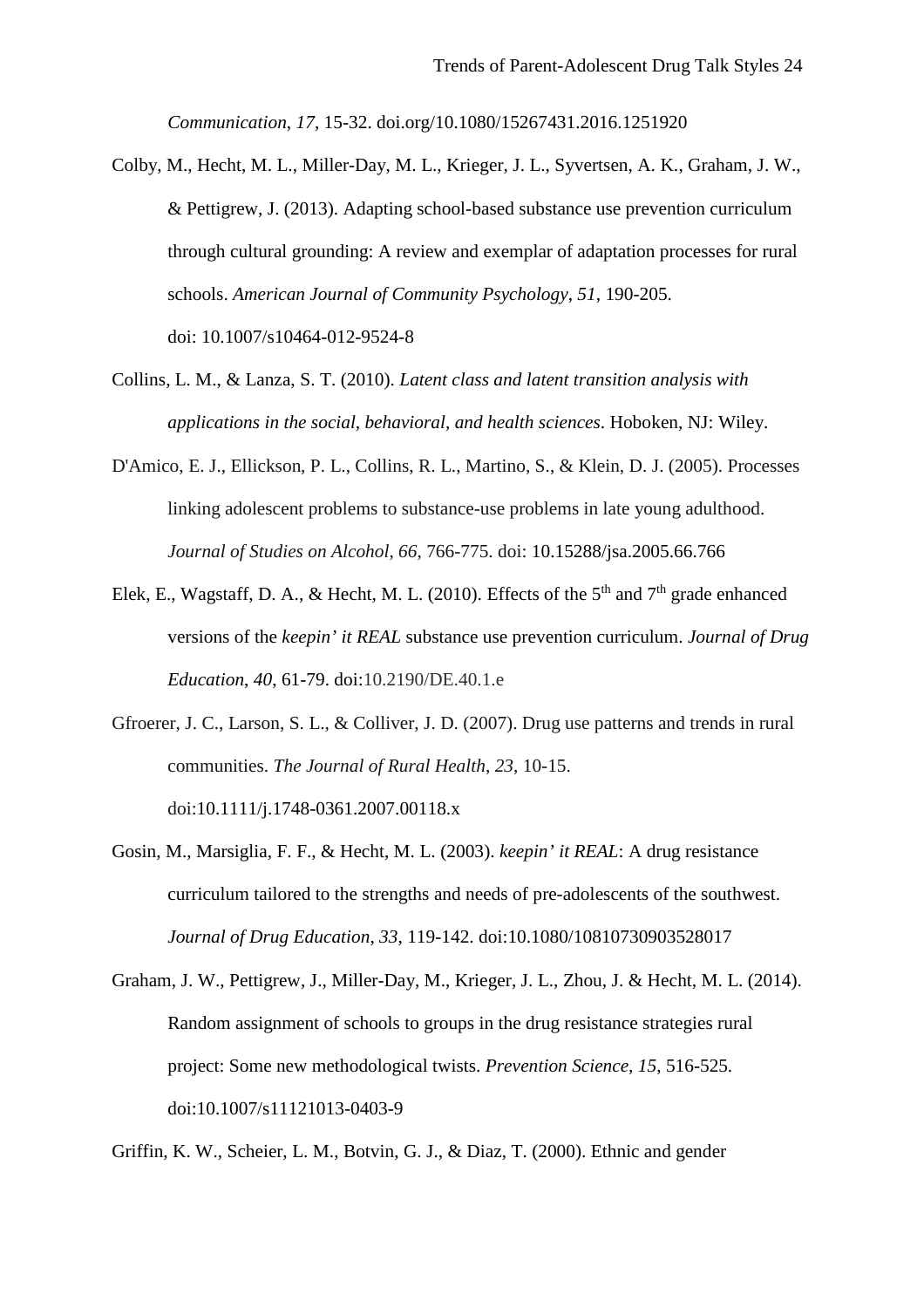*Communication*, *17*, 15-32. doi.org/10.1080/15267431.2016.1251920

Colby, M., Hecht, M. L., Miller-Day, M. L., Krieger, J. L., Syvertsen, A. K., Graham, J. W., & Pettigrew, J. (2013). Adapting school-based substance use prevention curriculum through cultural grounding: A review and exemplar of adaptation processes for rural schools. *American Journal of Community Psychology*, *51*, 190-205. doi: 10.1007/s10464-012-9524-8

Collins, L. M., & Lanza, S. T. (2010). *Latent class and latent transition analysis with applications in the social, behavioral, and health sciences*. Hoboken, NJ: Wiley.

D'Amico, E. J., Ellickson, P. L., Collins, R. L., Martino, S., & Klein, D. J. (2005). Processes linking adolescent problems to substance-use problems in late young adulthood. *Journal of Studies on Alcohol*, *66*, 766-775. doi: 10.15288/jsa.2005.66.766

Elek, E., Wagstaff, D. A., & Hecht, M. L. (2010). Effects of the 5th and 7th grade enhanced versions of the *keepin' it REAL* substance use prevention curriculum. *Journal of Drug Education*, *40*, 61-79. doi:10.2190/DE.40.1.e

Gfroerer, J. C., Larson, S. L., & Colliver, J. D. (2007). Drug use patterns and trends in rural communities. *The Journal of Rural Health*, *23*, 10-15. doi:10.1111/j.1748-0361.2007.00118.x

Gosin, M., Marsiglia, F. F., & Hecht, M. L. (2003). *keepin' it REAL*: A drug resistance curriculum tailored to the strengths and needs of pre-adolescents of the southwest. *Journal of Drug Education*, *33*, 119-142. doi:10.1080/10810730903528017

Graham, J. W., Pettigrew, J., Miller-Day, M., Krieger, J. L., Zhou, J. & Hecht, M. L. (2014). Random assignment of schools to groups in the drug resistance strategies rural project: Some new methodological twists. *Prevention Science*, *15*, 516-525. doi:10.1007/s11121013-0403-9

Griffin, K. W., Scheier, L. M., Botvin, G. J., & Diaz, T. (2000). Ethnic and gender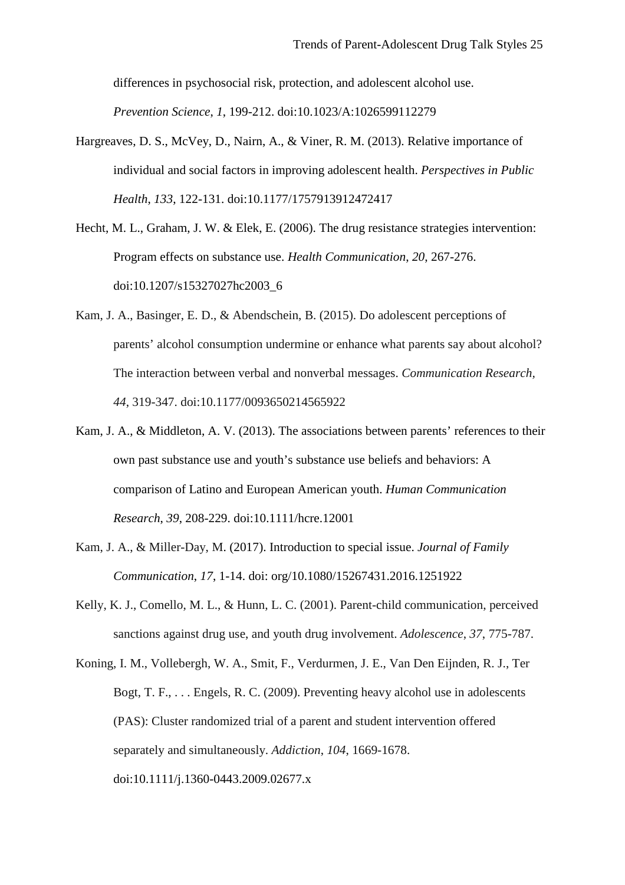differences in psychosocial risk, protection, and adolescent alcohol use. *Prevention Science*, *1*, 199-212. doi:10.1023/A:1026599112279

Hargreaves, D. S., McVey, D., Nairn, A., & Viner, R. M. (2013). Relative importance of individual and social factors in improving adolescent health. *Perspectives in Public Health*, *133*, 122-131. doi:10.1177/1757913912472417

Hecht, M. L., Graham, J. W. & Elek, E. (2006). The drug resistance strategies intervention: Program effects on substance use. *Health Communication*, *20*, 267-276. doi:10.1207/s15327027hc2003_6

Kam, J. A., Basinger, E. D., & Abendschein, B. (2015). Do adolescent perceptions of parents' alcohol consumption undermine or enhance what parents say about alcohol? The interaction between verbal and nonverbal messages. *Communication Research*, *44*, 319-347. doi:10.1177/0093650214565922

Kam, J. A., & Middleton, A. V. (2013). The associations between parents' references to their own past substance use and youth's substance use beliefs and behaviors: A comparison of Latino and European American youth. *Human Communication Research*, *39*, 208-229. doi:10.1111/hcre.12001

Kam, J. A., & Miller-Day, M. (2017). Introduction to special issue. *Journal of Family Communication*, *17*, 1-14. doi: org/10.1080/15267431.2016.1251922

Kelly, K. J., Comello, M. L., & Hunn, L. C. (2001). Parent-child communication, perceived sanctions against drug use, and youth drug involvement. *Adolescence*, *37*, 775-787.

Koning, I. M., Vollebergh, W. A., Smit, F., Verdurmen, J. E., Van Den Eijnden, R. J., Ter Bogt, T. F., . . . Engels, R. C. (2009). Preventing heavy alcohol use in adolescents (PAS): Cluster randomized trial of a parent and student intervention offered separately and simultaneously. *Addiction*, *104*, 1669-1678. doi:10.1111/j.1360-0443.2009.02677.x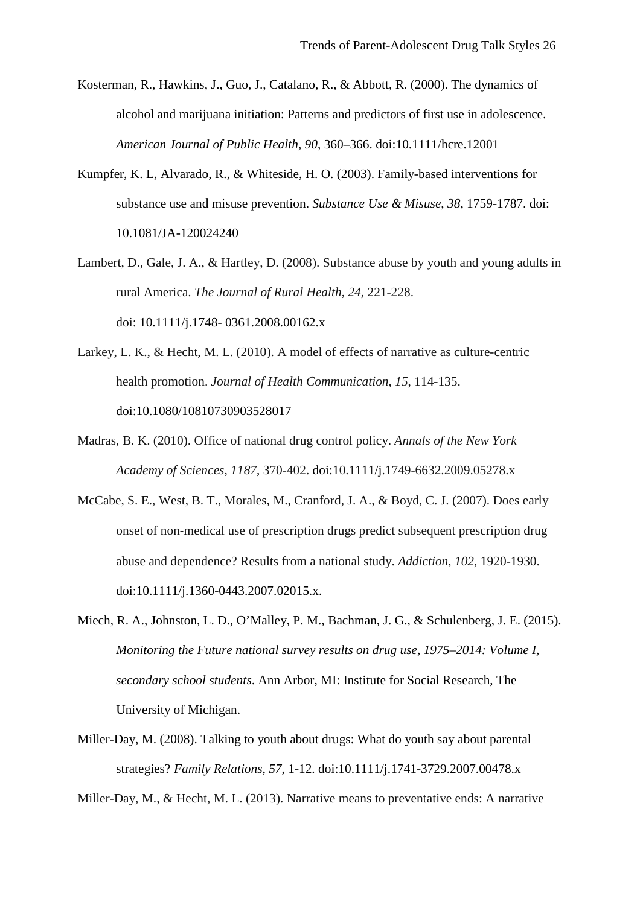Kosterman, R., Hawkins, J., Guo, J., Catalano, R., & Abbott, R. (2000). The dynamics of alcohol and marijuana initiation: Patterns and predictors of first use in adolescence. *American Journal of Public Health*, *90*, 360–366. doi:10.1111/hcre.12001

Kumpfer, K. L, Alvarado, R., & Whiteside, H. O. (2003). Family-based interventions for substance use and misuse prevention. *Substance Use & Misuse*, *38*, 1759-1787. doi: 10.1081/JA-120024240

Lambert, D., Gale, J. A., & Hartley, D. (2008). Substance abuse by youth and young adults in rural America. *The Journal of Rural Health*, *24*, 221-228. doi: 10.1111/j.1748- 0361.2008.00162.x

Larkey, L. K., & Hecht, M. L. (2010). A model of effects of narrative as culture-centric health promotion. *Journal of Health Communication*, *15*, 114-135. doi:10.1080/10810730903528017

Madras, B. K. (2010). Office of national drug control policy. *Annals of the New York Academy of Sciences*, *1187*, 370-402. doi:10.1111/j.1749-6632.2009.05278.x

McCabe, S. E., West, B. T., Morales, M., Cranford, J. A., & Boyd, C. J. (2007). Does early onset of non-medical use of prescription drugs predict subsequent prescription drug abuse and dependence? Results from a national study. *Addiction*, *102*, 1920-1930. doi:10.1111/j.1360-0443.2007.02015.x.

Miech, R. A., Johnston, L. D., O'Malley, P. M., Bachman, J. G., & Schulenberg, J. E. (2015). *Monitoring the Future national survey results on drug use, 1975–2014: Volume I, secondary school students*. Ann Arbor, MI: Institute for Social Research, The University of Michigan.

Miller-Day, M. (2008). Talking to youth about drugs: What do youth say about parental strategies? *Family Relations*, *57*, 1-12. doi:10.1111/j.1741-3729.2007.00478.x

Miller-Day, M., & Hecht, M. L. (2013). Narrative means to preventative ends: A narrative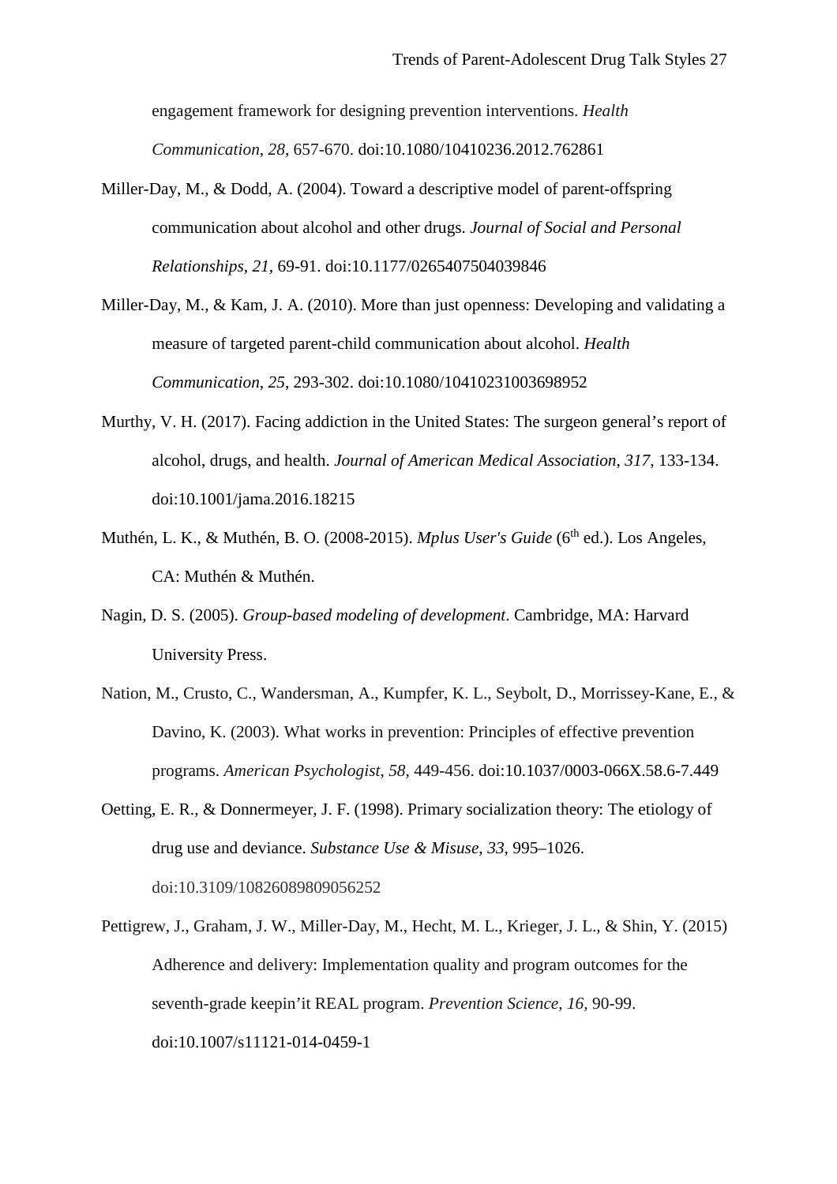engagement framework for designing prevention interventions. *Health Communication, 28*, 657-670. doi:10.1080/10410236.2012.762861

Miller-Day, M., & Dodd, A. (2004). Toward a descriptive model of parent-offspring communication about alcohol and other drugs. *Journal of Social and Personal Relationships, 21*, 69-91. doi:10.1177/0265407504039846

Miller-Day, M., & Kam, J. A. (2010). More than just openness: Developing and validating a measure of targeted parent-child communication about alcohol. *Health Communication, 25*, 293-302. doi:10.1080/10410231003698952

Murthy, V. H. (2017). Facing addiction in the United States: The surgeon general's report of alcohol, drugs, and health. *Journal of American Medical Association, 317*, 133-134. doi:10.1001/jama.2016.18215

Muthén, L. K., & Muthén, B. O. (2008-2015). *Mplus User's Guide* (6th ed.). Los Angeles, CA: Muthén & Muthén.

Nagin, D. S. (2005). *Group-based modeling of development*. Cambridge, MA: Harvard University Press.

Nation, M., Crusto, C., Wandersman, A., Kumpfer, K. L., Seybolt, D., Morrissey-Kane, E., & Davino, K. (2003). What works in prevention: Principles of effective prevention programs. *American Psychologist, 58*, 449-456. doi:10.1037/0003-066X.58.6-7.449

Oetting, E. R., & Donnermeyer, J. F. (1998). Primary socialization theory: The etiology of drug use and deviance. *Substance Use & Misuse, 33*, 995–1026. doi:10.3109/10826089809056252

Pettigrew, J., Graham, J. W., Miller-Day, M., Hecht, M. L., Krieger, J. L., & Shin, Y. (2015) Adherence and delivery: Implementation quality and program outcomes for the seventh-grade keepin'it REAL program. *Prevention Science, 16*, 90-99. doi:10.1007/s11121-014-0459-1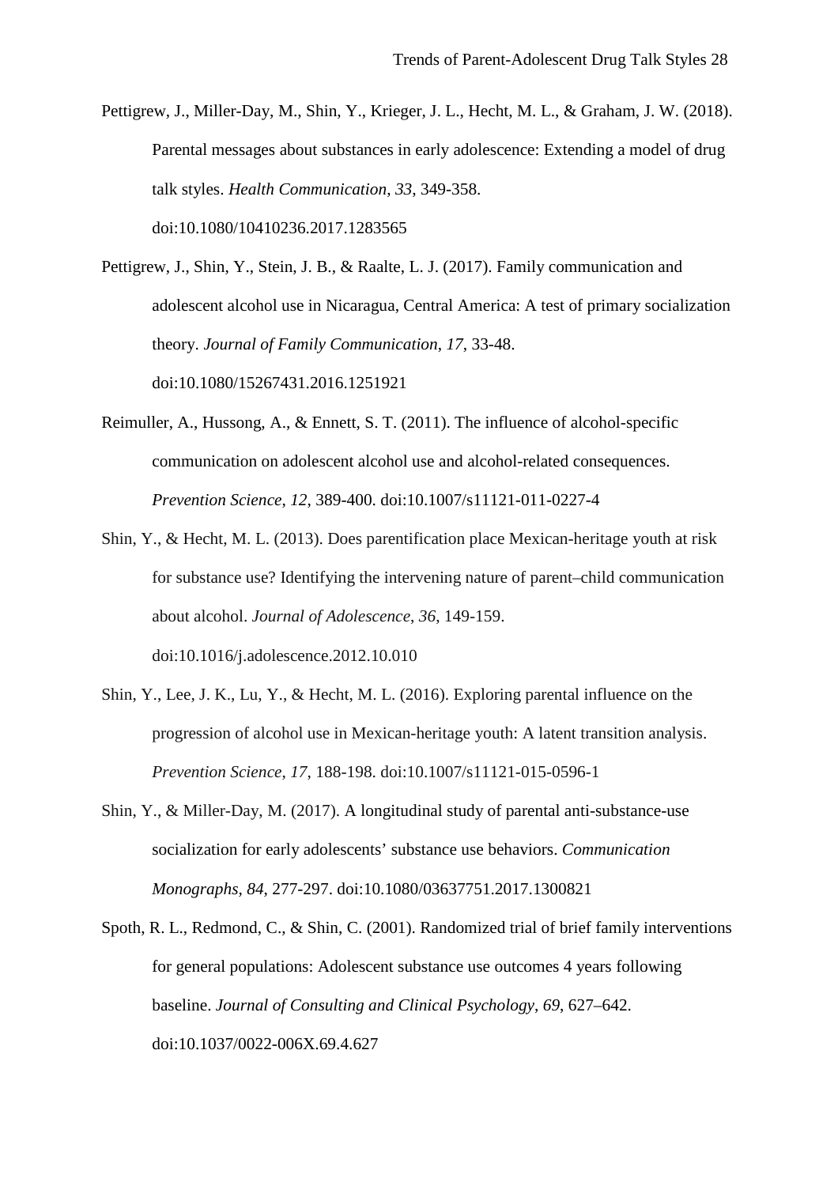Pettigrew, J., Miller-Day, M., Shin, Y., Krieger, J. L., Hecht, M. L., & Graham, J. W. (2018). Parental messages about substances in early adolescence: Extending a model of drug talk styles. *Health Communication, 33*, 349-358. doi:10.1080/10410236.2017.1283565

Pettigrew, J., Shin, Y., Stein, J. B., & Raalte, L. J. (2017). Family communication and adolescent alcohol use in Nicaragua, Central America: A test of primary socialization theory. *Journal of Family Communication*, *17*, 33-48. doi:10.1080/15267431.2016.1251921

Reimuller, A., Hussong, A., & Ennett, S. T. (2011). The influence of alcohol-specific communication on adolescent alcohol use and alcohol-related consequences. *Prevention Science*, *12*, 389-400. doi:10.1007/s11121-011-0227-4

Shin, Y., & Hecht, M. L. (2013). Does parentification place Mexican-heritage youth at risk for substance use? Identifying the intervening nature of parent–child communication about alcohol. *Journal of Adolescence*, *36*, 149-159. doi:10.1016/j.adolescence.2012.10.010

Shin, Y., Lee, J. K., Lu, Y., & Hecht, M. L. (2016). Exploring parental influence on the progression of alcohol use in Mexican-heritage youth: A latent transition analysis. *Prevention Science*, *17*, 188-198. doi:10.1007/s11121-015-0596-1

Shin, Y., & Miller-Day, M. (2017). A longitudinal study of parental anti-substance-use socialization for early adolescents' substance use behaviors. *Communication Monographs, 84*, 277-297. doi:10.1080/03637751.2017.1300821

Spoth, R. L., Redmond, C., & Shin, C. (2001). Randomized trial of brief family interventions for general populations: Adolescent substance use outcomes 4 years following baseline. *Journal of Consulting and Clinical Psychology*, *69*, 627–642. doi:10.1037/0022-006X.69.4.627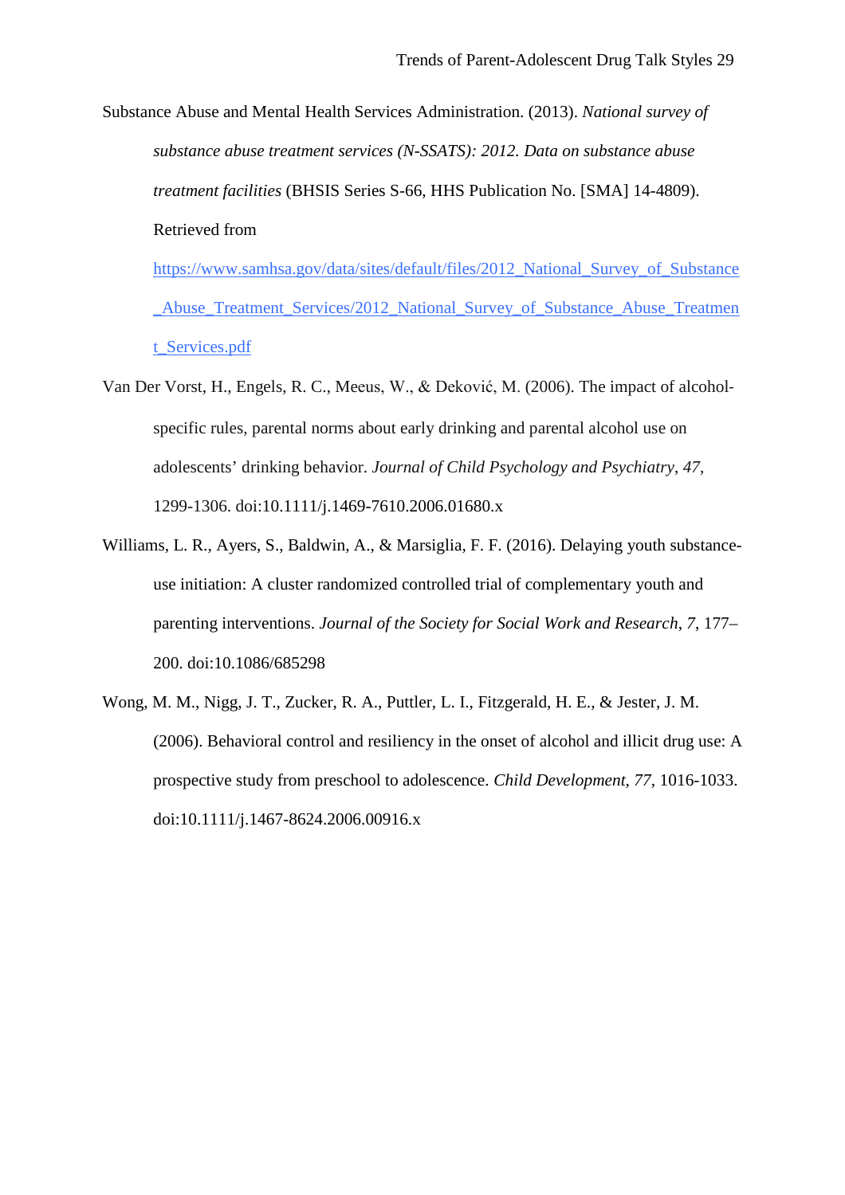Substance Abuse and Mental Health Services Administration. (2013). *National survey of substance abuse treatment services (N-SSATS): 2012. Data on substance abuse treatment facilities* (BHSIS Series S-66, HHS Publication No. [SMA] 14-4809). Retrieved from https://www.samhsa.gov/data/sites/default/files/2012_National_Survey_of_Substance_Abuse_Treatment_Services/2012_National_Survey_of_Substance_Abuse_Treatment_Services.pdf

Van Der Vorst, H., Engels, R. C., Meeus, W., & Deković, M. (2006). The impact of alcohol-specific rules, parental norms about early drinking and parental alcohol use on adolescents' drinking behavior. *Journal of Child Psychology and Psychiatry*, *47*, 1299-1306. doi:10.1111/j.1469-7610.2006.01680.x

Williams, L. R., Ayers, S., Baldwin, A., & Marsiglia, F. F. (2016). Delaying youth substance-use initiation: A cluster randomized controlled trial of complementary youth and parenting interventions. *Journal of the Society for Social Work and Research*, *7*, 177–200. doi:10.1086/685298

Wong, M. M., Nigg, J. T., Zucker, R. A., Puttler, L. I., Fitzgerald, H. E., & Jester, J. M. (2006). Behavioral control and resiliency in the onset of alcohol and illicit drug use: A prospective study from preschool to adolescence. *Child Development*, *77*, 1016-1033. doi:10.1111/j.1467-8624.2006.00916.x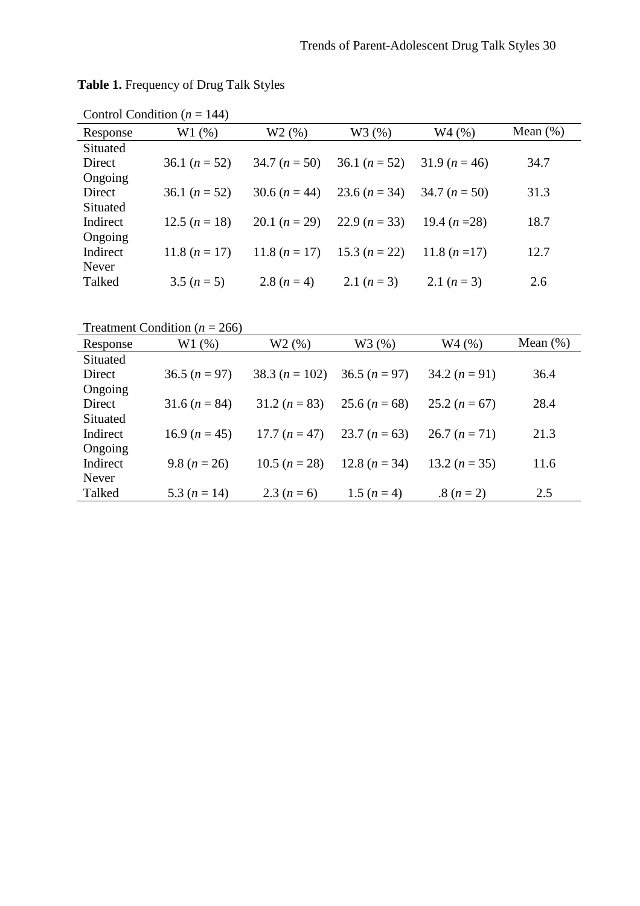**Table 1.** Frequency of Drug Talk Styles

Control Condition ($n$ = 144)

| Response | W1 (%) | W2 (%) | W3 (%) | W4 (%) | Mean (%) |
|---|---|---|---|---|---|
| Situated Direct | 36.1 ($n$ = 52) | 34.7 ($n$ = 50) | 36.1 ($n$ = 52) | 31.9 ($n$ = 46) | 34.7 |
| Ongoing Direct | 36.1 ($n$ = 52) | 30.6 ($n$ = 44) | 23.6 ($n$ = 34) | 34.7 ($n$ = 50) | 31.3 |
| Situated Indirect | 12.5 ($n$ = 18) | 20.1 ($n$ = 29) | 22.9 ($n$ = 33) | 19.4 ($n$ =28) | 18.7 |
| Ongoing Indirect | 11.8 ($n$ = 17) | 11.8 ($n$ = 17) | 15.3 ($n$ = 22) | 11.8 ($n$ =17) | 12.7 |
| Never Talked | 3.5 ($n$ = 5) | 2.8 ($n$ = 4) | 2.1 ($n$ = 3) | 2.1 ($n$ = 3) | 2.6 |

Treatment Condition ($n$ = 266)

| Response | W1 (%) | W2 (%) | W3 (%) | W4 (%) | Mean (%) |
|---|---|---|---|---|---|
| Situated Direct | 36.5 ($n$ = 97) | 38.3 ($n$ = 102) | 36.5 ($n$ = 97) | 34.2 ($n$ = 91) | 36.4 |
| Ongoing Direct | 31.6 ($n$ = 84) | 31.2 ($n$ = 83) | 25.6 ($n$ = 68) | 25.2 ($n$ = 67) | 28.4 |
| Situated Indirect | 16.9 ($n$ = 45) | 17.7 ($n$ = 47) | 23.7 ($n$ = 63) | 26.7 ($n$ = 71) | 21.3 |
| Ongoing Indirect | 9.8 ($n$ = 26) | 10.5 ($n$ = 28) | 12.8 ($n$ = 34) | 13.2 ($n$ = 35) | 11.6 |
| Never Talked | 5.3 ($n$ = 14) | 2.3 ($n$ = 6) | 1.5 ($n$ = 4) | .8 ($n$ = 2) | 2.5 |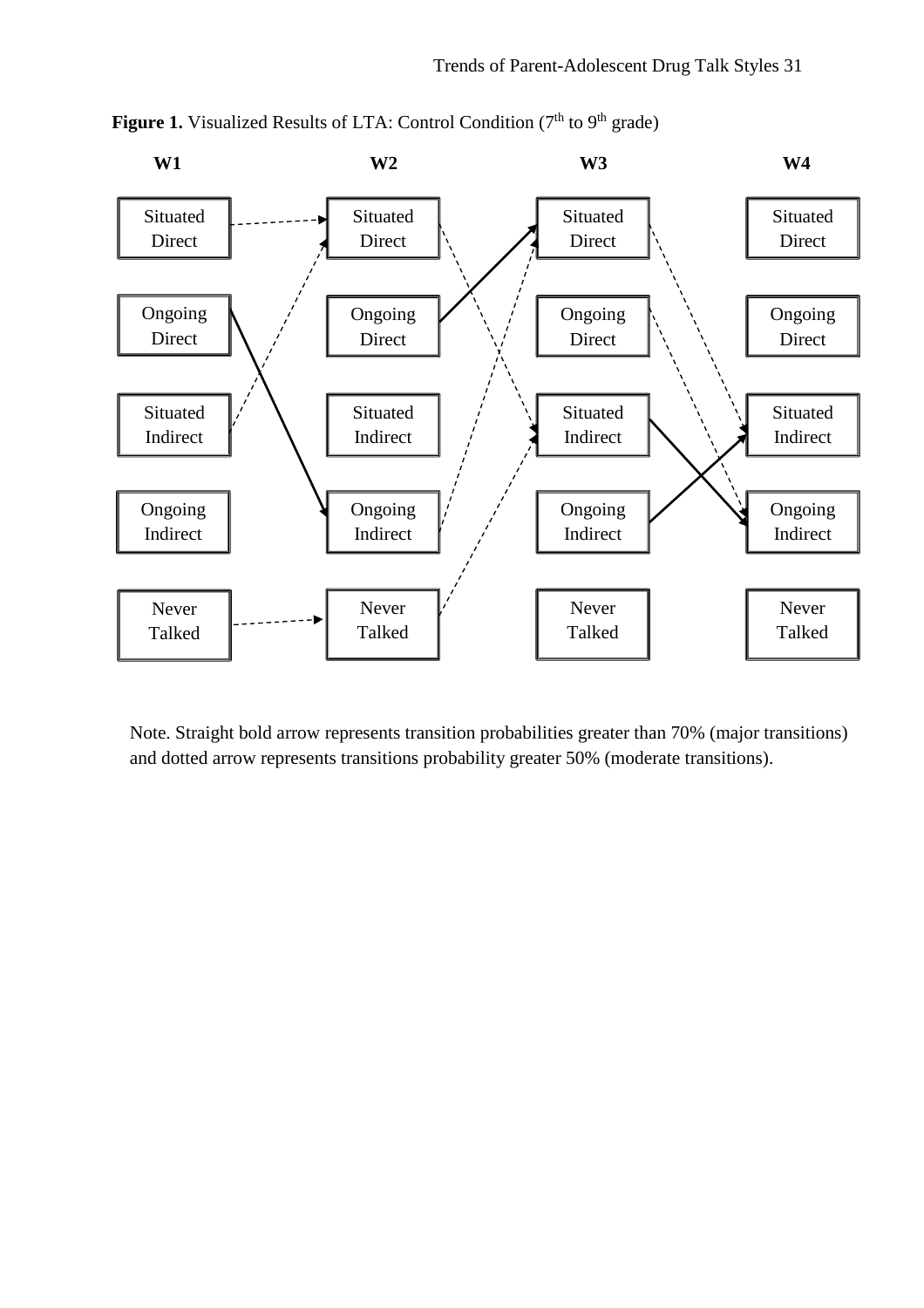**Figure 1.** Visualized Results of LTA: Control Condition (7th to 9th grade)

| W1 | W2 | W3 | W4 |
|---|---|---|---|
| Situated Direct | Situated Direct | Situated Direct | Situated Direct |
| Ongoing Direct | Ongoing Direct | Ongoing Direct | Ongoing Direct |
| Situated Indirect | Situated Indirect | Situated Indirect | Situated Indirect |
| Ongoing Indirect | Ongoing Indirect | Ongoing Indirect | Ongoing Indirect |
| Never Talked | Never Talked | Never Talked | Never Talked |

Note. Straight bold arrow represents transition probabilities greater than 70% (major transitions) and dotted arrow represents transitions probability greater 50% (moderate transitions).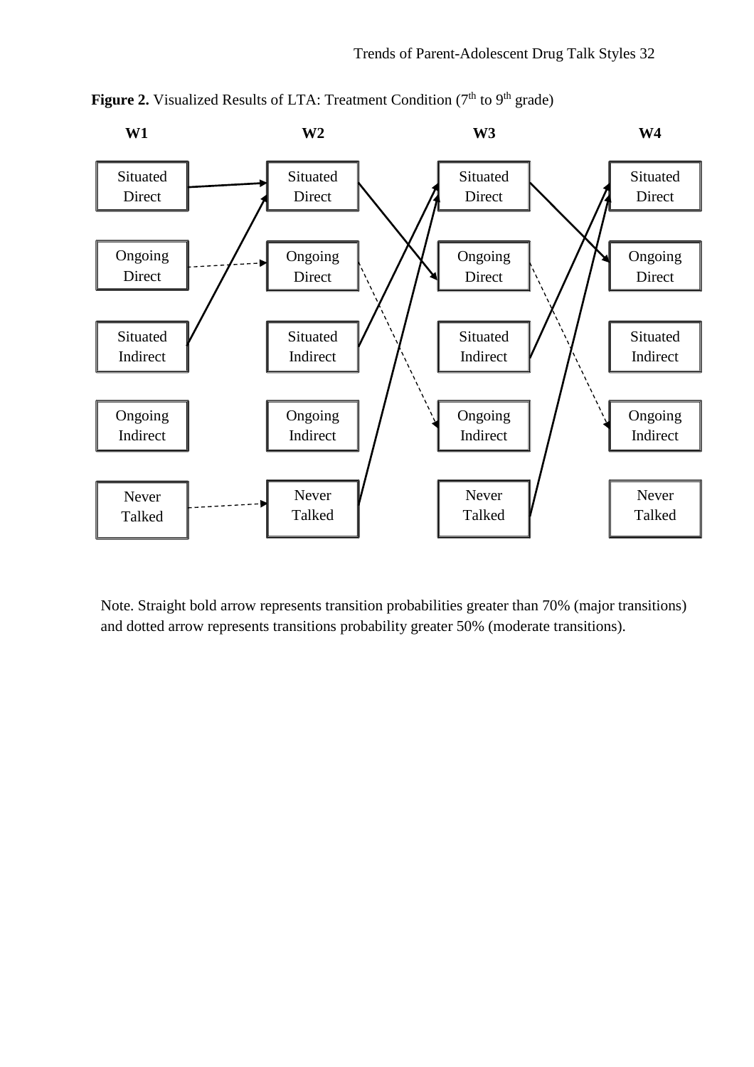**Figure 2.** Visualized Results of LTA: Treatment Condition (7th to 9th grade)

| W1 | W2 | W3 | W4 |
|---|---|---|---|
| Situated Direct | Situated Direct | Situated Direct | Situated Direct |
| Ongoing Direct | Ongoing Direct | Ongoing Direct | Ongoing Direct |
| Situated Indirect | Situated Indirect | Situated Indirect | Situated Indirect |
| Ongoing Indirect | Ongoing Indirect | Ongoing Indirect | Ongoing Indirect |
| Never Talked | Never Talked | Never Talked | Never Talked |

Note. Straight bold arrow represents transition probabilities greater than 70% (major transitions) and dotted arrow represents transitions probability greater 50% (moderate transitions).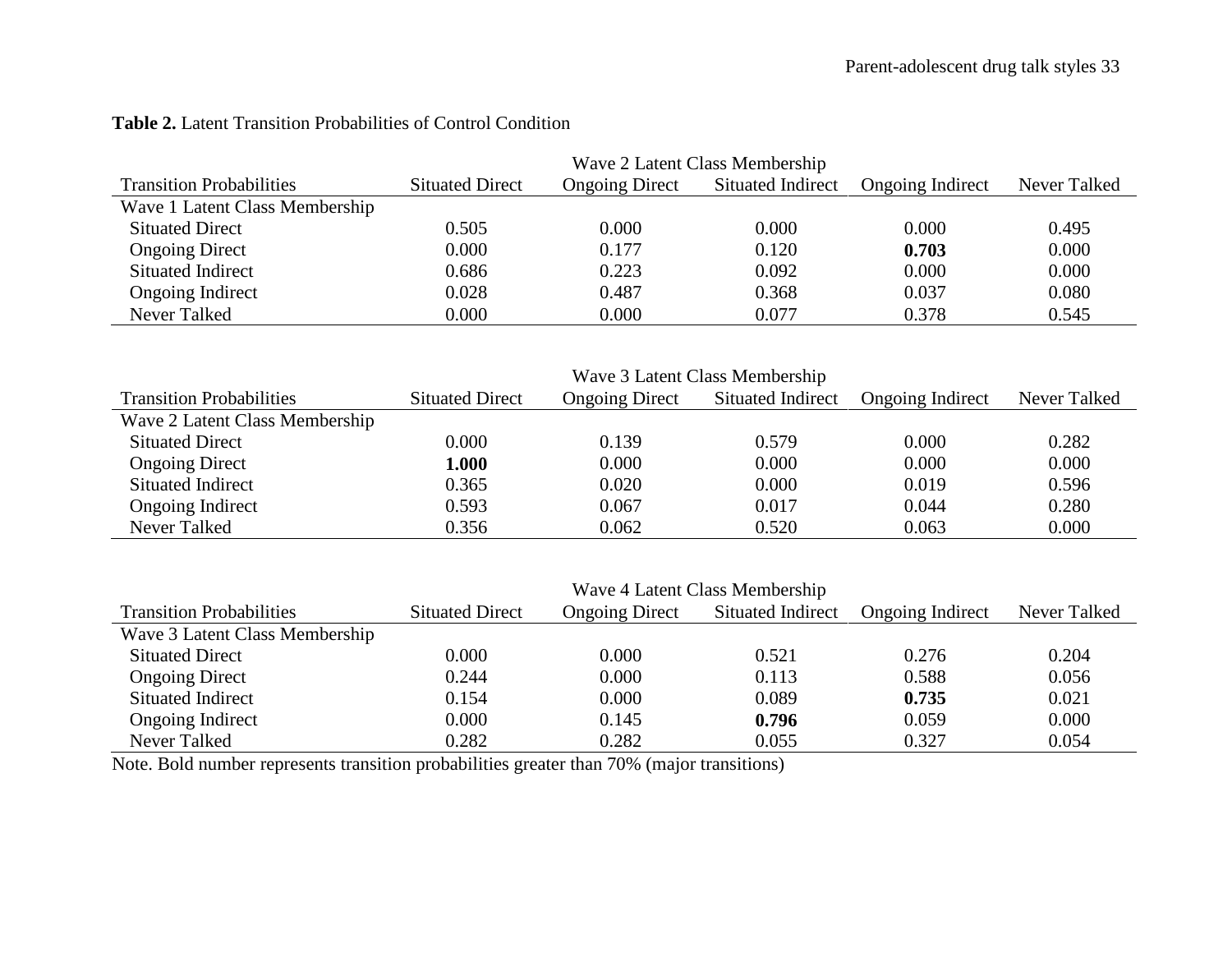**Table 2.** Latent Transition Probabilities of Control Condition

| | Wave 2 Latent Class Membership | | | | |
|---|---|---|---|---|---|
| Transition Probabilities | Situated Direct | Ongoing Direct | Situated Indirect | Ongoing Indirect | Never Talked |
| Wave 1 Latent Class Membership | | | | | |
| Situated Direct | 0.505 | 0.000 | 0.000 | 0.000 | 0.495 |
| Ongoing Direct | 0.000 | 0.177 | 0.120 | **0.703** | 0.000 |
| Situated Indirect | 0.686 | 0.223 | 0.092 | 0.000 | 0.000 |
| Ongoing Indirect | 0.028 | 0.487 | 0.368 | 0.037 | 0.080 |
| Never Talked | 0.000 | 0.000 | 0.077 | 0.378 | 0.545 |

| | Wave 3 Latent Class Membership | | | | |
|---|---|---|---|---|---|
| Transition Probabilities | Situated Direct | Ongoing Direct | Situated Indirect | Ongoing Indirect | Never Talked |
| Wave 2 Latent Class Membership | | | | | |
| Situated Direct | 0.000 | 0.139 | 0.579 | 0.000 | 0.282 |
| Ongoing Direct | **1.000** | 0.000 | 0.000 | 0.000 | 0.000 |
| Situated Indirect | 0.365 | 0.020 | 0.000 | 0.019 | 0.596 |
| Ongoing Indirect | 0.593 | 0.067 | 0.017 | 0.044 | 0.280 |
| Never Talked | 0.356 | 0.062 | 0.520 | 0.063 | 0.000 |

| | Wave 4 Latent Class Membership | | | | |
|---|---|---|---|---|---|
| Transition Probabilities | Situated Direct | Ongoing Direct | Situated Indirect | Ongoing Indirect | Never Talked |
| Wave 3 Latent Class Membership | | | | | |
| Situated Direct | 0.000 | 0.000 | 0.521 | 0.276 | 0.204 |
| Ongoing Direct | 0.244 | 0.000 | 0.113 | 0.588 | 0.056 |
| Situated Indirect | 0.154 | 0.000 | 0.089 | **0.735** | 0.021 |
| Ongoing Indirect | 0.000 | 0.145 | **0.796** | 0.059 | 0.000 |
| Never Talked | 0.282 | 0.282 | 0.055 | 0.327 | 0.054 |

Note. Bold number represents transition probabilities greater than 70% (major transitions)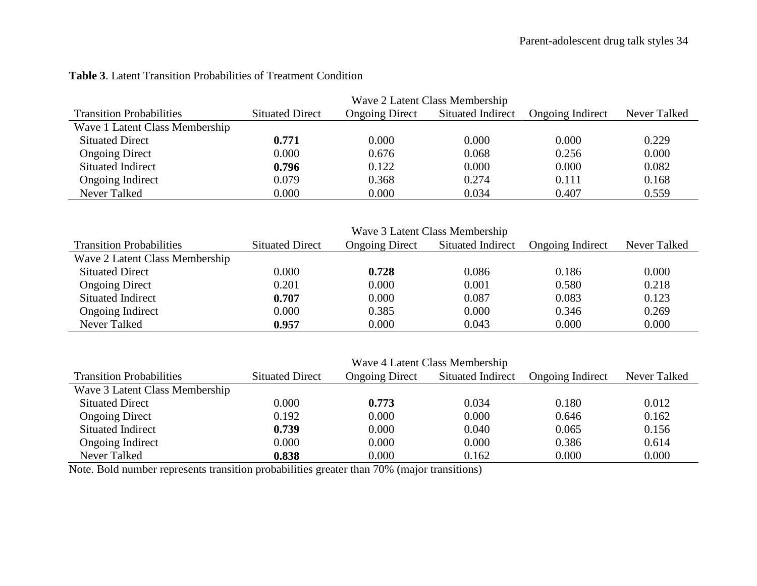**Table 3**. Latent Transition Probabilities of Treatment Condition

| | Wave 2 Latent Class Membership | | | | |
|---|---|---|---|---|---|
| Transition Probabilities | Situated Direct | Ongoing Direct | Situated Indirect | Ongoing Indirect | Never Talked |
| Wave 1 Latent Class Membership | | | | | |
| Situated Direct | **0.771** | 0.000 | 0.000 | 0.000 | 0.229 |
| Ongoing Direct | 0.000 | 0.676 | 0.068 | 0.256 | 0.000 |
| Situated Indirect | **0.796** | 0.122 | 0.000 | 0.000 | 0.082 |
| Ongoing Indirect | 0.079 | 0.368 | 0.274 | 0.111 | 0.168 |
| Never Talked | 0.000 | 0.000 | 0.034 | 0.407 | 0.559 |

| | Wave 3 Latent Class Membership | | | | |
|---|---|---|---|---|---|
| Transition Probabilities | Situated Direct | Ongoing Direct | Situated Indirect | Ongoing Indirect | Never Talked |
| Wave 2 Latent Class Membership | | | | | |
| Situated Direct | 0.000 | **0.728** | 0.086 | 0.186 | 0.000 |
| Ongoing Direct | 0.201 | 0.000 | 0.001 | 0.580 | 0.218 |
| Situated Indirect | **0.707** | 0.000 | 0.087 | 0.083 | 0.123 |
| Ongoing Indirect | 0.000 | 0.385 | 0.000 | 0.346 | 0.269 |
| Never Talked | **0.957** | 0.000 | 0.043 | 0.000 | 0.000 |

| | Wave 4 Latent Class Membership | | | | |
|---|---|---|---|---|---|
| Transition Probabilities | Situated Direct | Ongoing Direct | Situated Indirect | Ongoing Indirect | Never Talked |
| Wave 3 Latent Class Membership | | | | | |
| Situated Direct | 0.000 | **0.773** | 0.034 | 0.180 | 0.012 |
| Ongoing Direct | 0.192 | 0.000 | 0.000 | 0.646 | 0.162 |
| Situated Indirect | **0.739** | 0.000 | 0.040 | 0.065 | 0.156 |
| Ongoing Indirect | 0.000 | 0.000 | 0.000 | 0.386 | 0.614 |
| Never Talked | **0.838** | 0.000 | 0.162 | 0.000 | 0.000 |

Note. Bold number represents transition probabilities greater than 70% (major transitions)